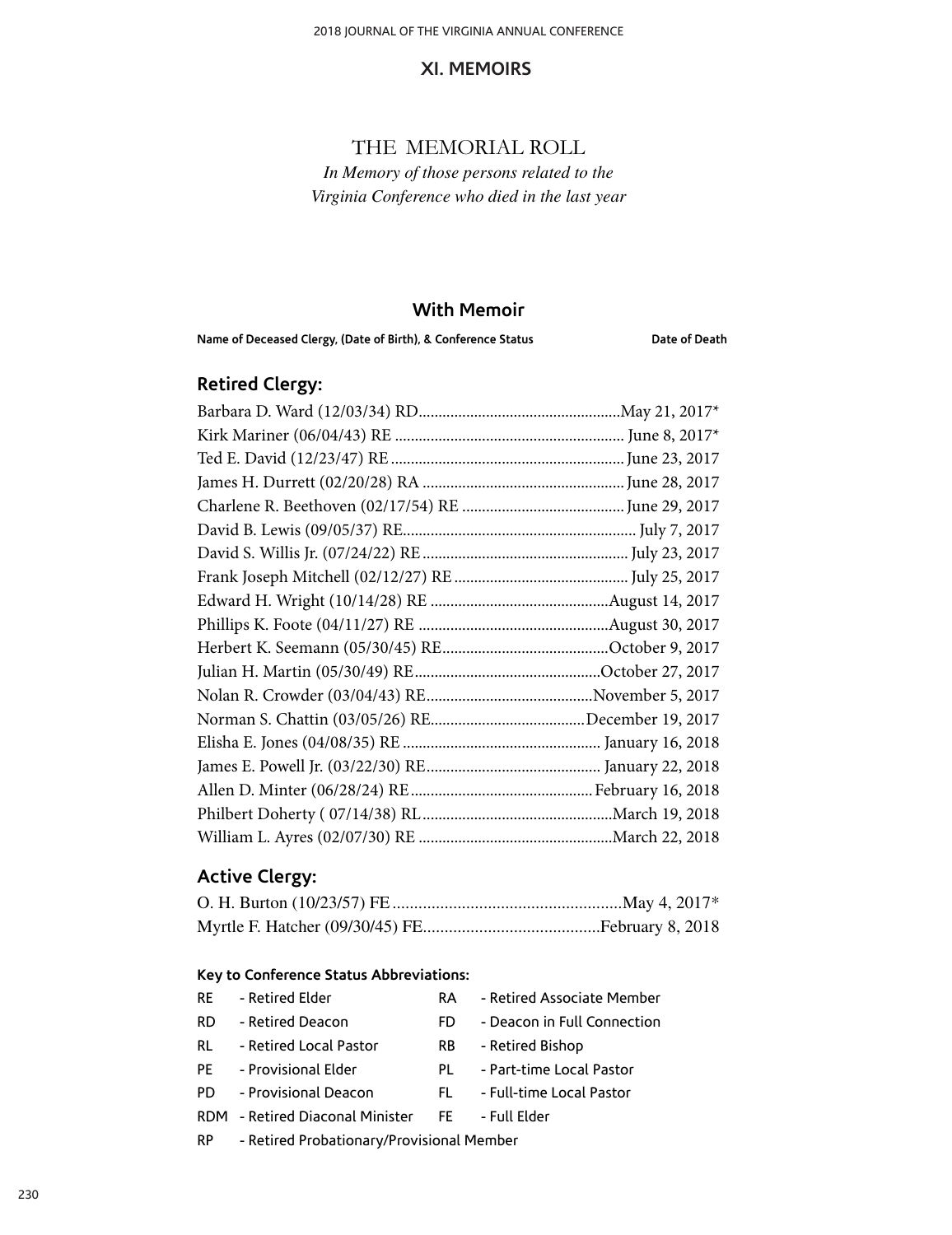## XI. MEMOIRS

# THE MEMORIAL ROLL

*In Memory of those persons related to the Virginia Conference who died in the last year*

### With Memoir

| Name of Deceased Clergy, (Date of Birth), & Conference Status | Date of Death |
|---|---|

#### Retired Clergy:

| | |
|---|---|
| Barbara D. Ward (12/03/34) RD | May 21, 2017* |
| Kirk Mariner (06/04/43) RE | June 8, 2017* |
| Ted E. David (12/23/47) RE | June 23, 2017 |
| James H. Durrett (02/20/28) RA | June 28, 2017 |
| Charlene R. Beethoven (02/17/54) RE | June 29, 2017 |
| David B. Lewis (09/05/37) RE | July 7, 2017 |
| David S. Willis Jr. (07/24/22) RE | July 23, 2017 |
| Frank Joseph Mitchell (02/12/27) RE | July 25, 2017 |
| Edward H. Wright (10/14/28) RE | August 14, 2017 |
| Phillips K. Foote (04/11/27) RE | August 30, 2017 |
| Herbert K. Seemann (05/30/45) RE | October 9, 2017 |
| Julian H. Martin (05/30/49) RE | October 27, 2017 |
| Nolan R. Crowder (03/04/43) RE | November 5, 2017 |
| Norman S. Chattin (03/05/26) RE | December 19, 2017 |
| Elisha E. Jones (04/08/35) RE | January 16, 2018 |
| James E. Powell Jr. (03/22/30) RE | January 22, 2018 |
| Allen D. Minter (06/28/24) RE | February 16, 2018 |
| Philbert Doherty ( 07/14/38) RL | March 19, 2018 |
| William L. Ayres (02/07/30) RE | March 22, 2018 |

#### Active Clergy:

| | |
|---|---|
| O. H. Burton (10/23/57) FE | May 4, 2017* |
| Myrtle F. Hatcher (09/30/45) FE | February 8, 2018 |

**Key to Conference Status Abbreviations:**

| | | | |
|---|---|---|---|
| RE | - Retired Elder | RA | - Retired Associate Member |
| RD | - Retired Deacon | FD | - Deacon in Full Connection |
| RL | - Retired Local Pastor | RB | - Retired Bishop |
| PE | - Provisional Elder | PL | - Part-time Local Pastor |
| PD | - Provisional Deacon | FL | - Full-time Local Pastor |
| RDM | - Retired Diaconal Minister | FE | - Full Elder |
| RP | - Retired Probationary/Provisional Member | | |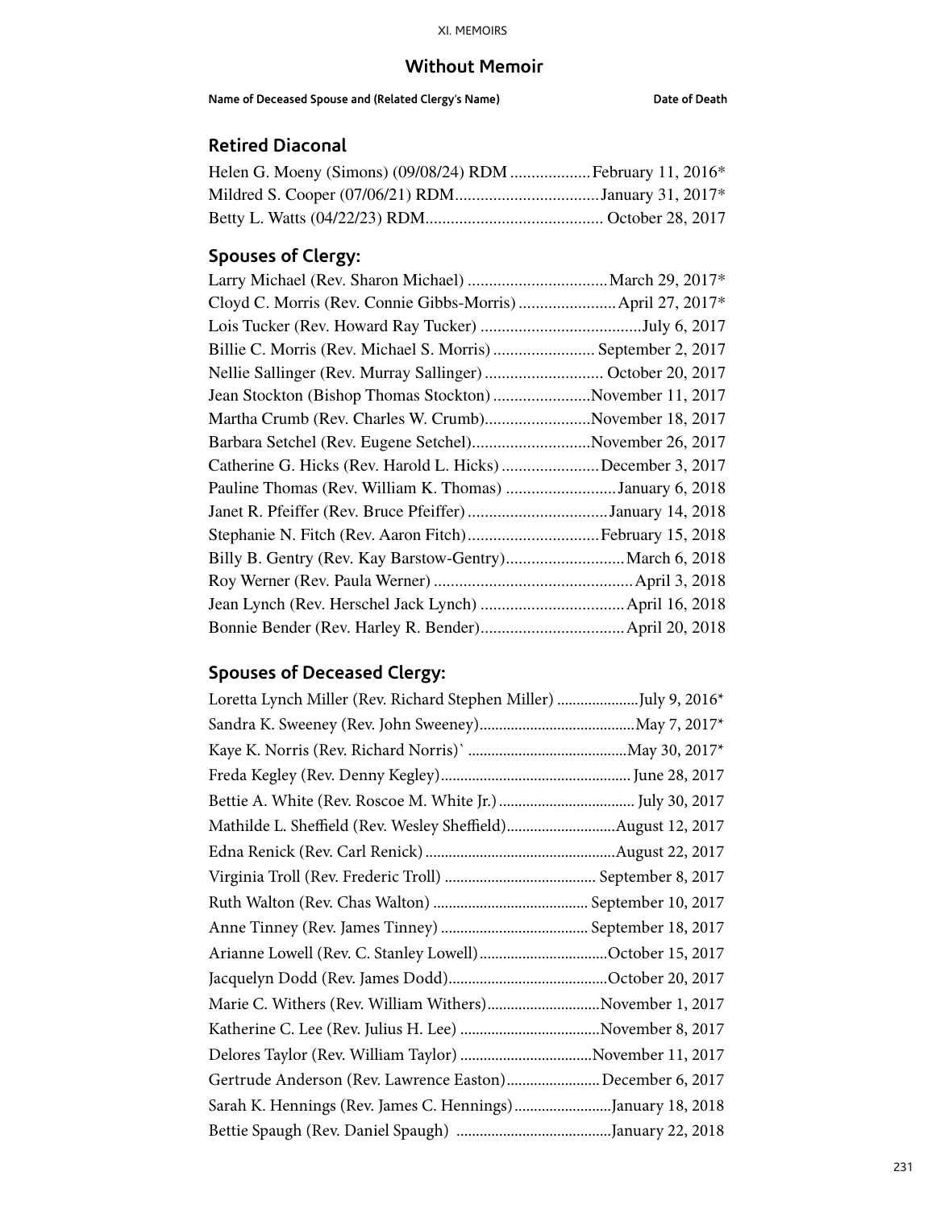## Without Memoir

**Name of Deceased Spouse and (Related Clergy's Name)** **Date of Death**

### Retired Diaconal

Helen G. Moeny (Simons) (09/08/24) RDM ...................February 11, 2016*
Mildred S. Cooper (07/06/21) RDM..................................January 31, 2017*
Betty L. Watts (04/22/23) RDM.......................................... October 28, 2017

### Spouses of Clergy:

Larry Michael (Rev. Sharon Michael) .................................March 29, 2017*
Cloyd C. Morris (Rev. Connie Gibbs-Morris) .......................April 27, 2017*
Lois Tucker (Rev. Howard Ray Tucker) ......................................July 6, 2017
Billie C. Morris (Rev. Michael S. Morris) ........................ September 2, 2017
Nellie Sallinger (Rev. Murray Sallinger) ............................ October 20, 2017
Jean Stockton (Bishop Thomas Stockton) .......................November 11, 2017
Martha Crumb (Rev. Charles W. Crumb).........................November 18, 2017
Barbara Setchel (Rev. Eugene Setchel)............................November 26, 2017
Catherine G. Hicks (Rev. Harold L. Hicks) .......................December 3, 2017
Pauline Thomas (Rev. William K. Thomas) ..........................January 6, 2018
Janet R. Pfeiffer (Rev. Bruce Pfeiffer) .................................January 14, 2018
Stephanie N. Fitch (Rev. Aaron Fitch)...............................February 15, 2018
Billy B. Gentry (Rev. Kay Barstow-Gentry)............................March 6, 2018
Roy Werner (Rev. Paula Werner) ...............................................April 3, 2018
Jean Lynch (Rev. Herschel Jack Lynch) ..................................April 16, 2018
Bonnie Bender (Rev. Harley R. Bender)..................................April 20, 2018

### Spouses of Deceased Clergy:

Loretta Lynch Miller (Rev. Richard Stephen Miller) .....................July 9, 2016*
Sandra K. Sweeney (Rev. John Sweeney).......................................May 7, 2017*
Kaye K. Norris (Rev. Richard Norris)` ........................................May 30, 2017*
Freda Kegley (Rev. Denny Kegley)................................................ June 28, 2017
Bettie A. White (Rev. Roscoe M. White Jr.) .................................. July 30, 2017
Mathilde L. Sheffield (Rev. Wesley Sheffield)............................August 12, 2017
Edna Renick (Rev. Carl Renick) ................................................August 22, 2017
Virginia Troll (Rev. Frederic Troll) ....................................... September 8, 2017
Ruth Walton (Rev. Chas Walton) ........................................ September 10, 2017
Anne Tinney (Rev. James Tinney) ..................................... September 18, 2017
Arianne Lowell (Rev. C. Stanley Lowell).................................October 15, 2017
Jacquelyn Dodd (Rev. James Dodd).........................................October 20, 2017
Marie C. Withers (Rev. William Withers).............................November 1, 2017
Katherine C. Lee (Rev. Julius H. Lee) ....................................November 8, 2017
Delores Taylor (Rev. William Taylor) ..................................November 11, 2017
Gertrude Anderson (Rev. Lawrence Easton)........................December 6, 2017
Sarah K. Hennings (Rev. James C. Hennings).........................January 18, 2018
Bettie Spaugh (Rev. Daniel Spaugh) .......................................January 22, 2018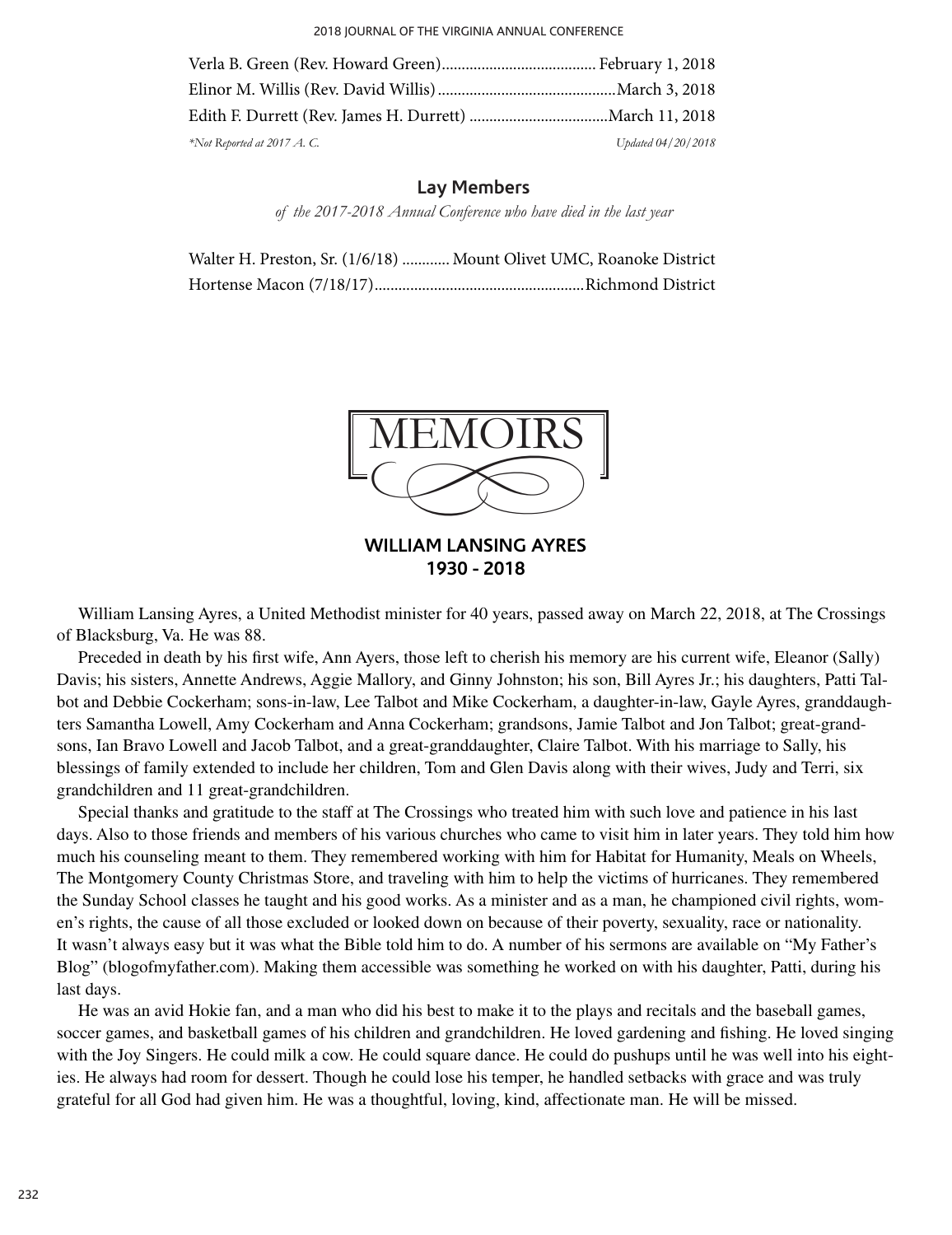Verla B. Green (Rev. Howard Green)...................................... February 1, 2018
Elinor M. Willis (Rev. David Willis)............................................March 3, 2018
Edith F. Durrett (Rev. James H. Durrett) ..................................March 11, 2018

*\*Not Reported at 2017 A. C.* *Updated 04/20/2018*

## Lay Members

*of the 2017-2018 Annual Conference who have died in the last year*

Walter H. Preston, Sr. (1/6/18) ............ Mount Olivet UMC, Roanoke District
Hortense Macon (7/18/17)....................................................Richmond District

# MEMOIRS

## WILLIAM LANSING AYRES
## 1930 - 2018

William Lansing Ayres, a United Methodist minister for 40 years, passed away on March 22, 2018, at The Crossings of Blacksburg, Va. He was 88.

Preceded in death by his first wife, Ann Ayers, those left to cherish his memory are his current wife, Eleanor (Sally) Davis; his sisters, Annette Andrews, Aggie Mallory, and Ginny Johnston; his son, Bill Ayres Jr.; his daughters, Patti Talbot and Debbie Cockerham; sons-in-law, Lee Talbot and Mike Cockerham, a daughter-in-law, Gayle Ayres, granddaughters Samantha Lowell, Amy Cockerham and Anna Cockerham; grandsons, Jamie Talbot and Jon Talbot; great-grandsons, Ian Bravo Lowell and Jacob Talbot, and a great-granddaughter, Claire Talbot. With his marriage to Sally, his blessings of family extended to include her children, Tom and Glen Davis along with their wives, Judy and Terri, six grandchildren and 11 great-grandchildren.

Special thanks and gratitude to the staff at The Crossings who treated him with such love and patience in his last days. Also to those friends and members of his various churches who came to visit him in later years. They told him how much his counseling meant to them. They remembered working with him for Habitat for Humanity, Meals on Wheels, The Montgomery County Christmas Store, and traveling with him to help the victims of hurricanes. They remembered the Sunday School classes he taught and his good works. As a minister and as a man, he championed civil rights, women's rights, the cause of all those excluded or looked down on because of their poverty, sexuality, race or nationality. It wasn't always easy but it was what the Bible told him to do. A number of his sermons are available on "My Father's Blog" (blogofmyfather.com). Making them accessible was something he worked on with his daughter, Patti, during his last days.

He was an avid Hokie fan, and a man who did his best to make it to the plays and recitals and the baseball games, soccer games, and basketball games of his children and grandchildren. He loved gardening and fishing. He loved singing with the Joy Singers. He could milk a cow. He could square dance. He could do pushups until he was well into his eighties. He always had room for dessert. Though he could lose his temper, he handled setbacks with grace and was truly grateful for all God had given him. He was a thoughtful, loving, kind, affectionate man. He will be missed.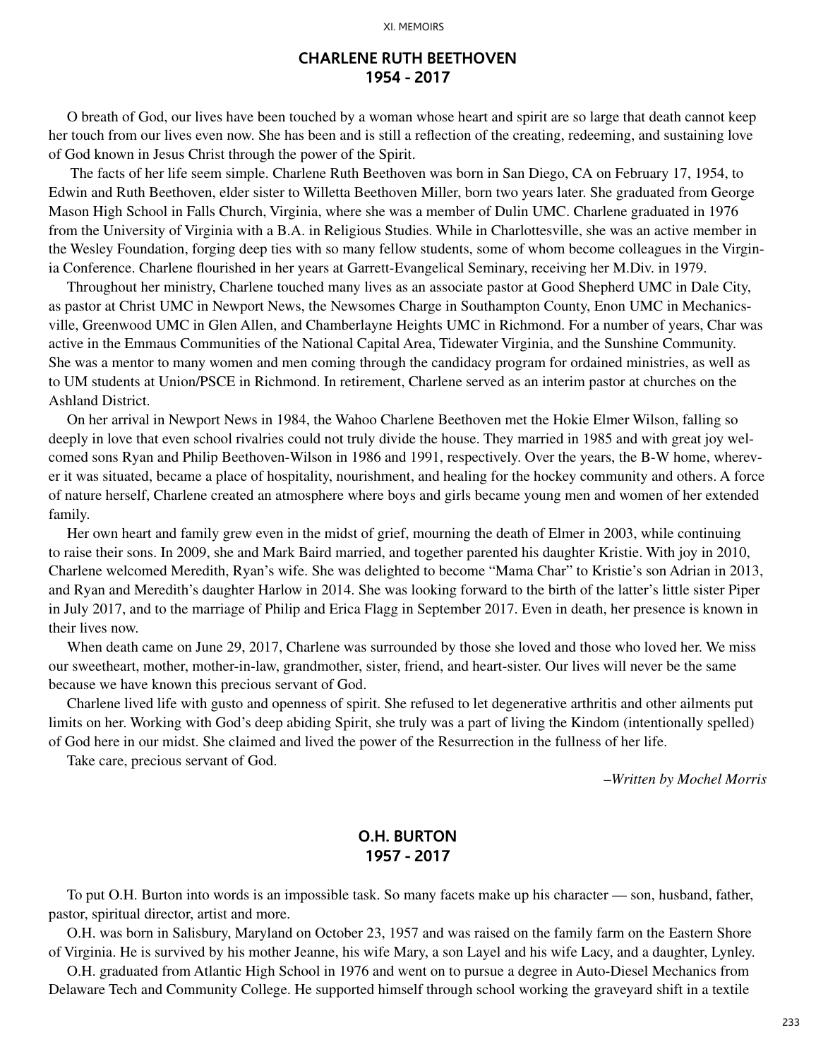## CHARLENE RUTH BEETHOVEN
## 1954 - 2017

O breath of God, our lives have been touched by a woman whose heart and spirit are so large that death cannot keep her touch from our lives even now. She has been and is still a reflection of the creating, redeeming, and sustaining love of God known in Jesus Christ through the power of the Spirit.

The facts of her life seem simple. Charlene Ruth Beethoven was born in San Diego, CA on February 17, 1954, to Edwin and Ruth Beethoven, elder sister to Willetta Beethoven Miller, born two years later. She graduated from George Mason High School in Falls Church, Virginia, where she was a member of Dulin UMC. Charlene graduated in 1976 from the University of Virginia with a B.A. in Religious Studies. While in Charlottesville, she was an active member in the Wesley Foundation, forging deep ties with so many fellow students, some of whom become colleagues in the Virginia Conference. Charlene flourished in her years at Garrett-Evangelical Seminary, receiving her M.Div. in 1979.

Throughout her ministry, Charlene touched many lives as an associate pastor at Good Shepherd UMC in Dale City, as pastor at Christ UMC in Newport News, the Newsomes Charge in Southampton County, Enon UMC in Mechanicsville, Greenwood UMC in Glen Allen, and Chamberlayne Heights UMC in Richmond. For a number of years, Char was active in the Emmaus Communities of the National Capital Area, Tidewater Virginia, and the Sunshine Community. She was a mentor to many women and men coming through the candidacy program for ordained ministries, as well as to UM students at Union/PSCE in Richmond. In retirement, Charlene served as an interim pastor at churches on the Ashland District.

On her arrival in Newport News in 1984, the Wahoo Charlene Beethoven met the Hokie Elmer Wilson, falling so deeply in love that even school rivalries could not truly divide the house. They married in 1985 and with great joy welcomed sons Ryan and Philip Beethoven-Wilson in 1986 and 1991, respectively. Over the years, the B-W home, wherever it was situated, became a place of hospitality, nourishment, and healing for the hockey community and others. A force of nature herself, Charlene created an atmosphere where boys and girls became young men and women of her extended family.

Her own heart and family grew even in the midst of grief, mourning the death of Elmer in 2003, while continuing to raise their sons. In 2009, she and Mark Baird married, and together parented his daughter Kristie. With joy in 2010, Charlene welcomed Meredith, Ryan's wife. She was delighted to become "Mama Char" to Kristie's son Adrian in 2013, and Ryan and Meredith's daughter Harlow in 2014. She was looking forward to the birth of the latter's little sister Piper in July 2017, and to the marriage of Philip and Erica Flagg in September 2017. Even in death, her presence is known in their lives now.

When death came on June 29, 2017, Charlene was surrounded by those she loved and those who loved her. We miss our sweetheart, mother, mother-in-law, grandmother, sister, friend, and heart-sister. Our lives will never be the same because we have known this precious servant of God.

Charlene lived life with gusto and openness of spirit. She refused to let degenerative arthritis and other ailments put limits on her. Working with God's deep abiding Spirit, she truly was a part of living the Kindom (intentionally spelled) of God here in our midst. She claimed and lived the power of the Resurrection in the fullness of her life.

Take care, precious servant of God.

*–Written by Mochel Morris*

## O.H. BURTON
## 1957 - 2017

To put O.H. Burton into words is an impossible task. So many facets make up his character — son, husband, father, pastor, spiritual director, artist and more.

O.H. was born in Salisbury, Maryland on October 23, 1957 and was raised on the family farm on the Eastern Shore of Virginia. He is survived by his mother Jeanne, his wife Mary, a son Layel and his wife Lacy, and a daughter, Lynley.

O.H. graduated from Atlantic High School in 1976 and went on to pursue a degree in Auto-Diesel Mechanics from Delaware Tech and Community College. He supported himself through school working the graveyard shift in a textile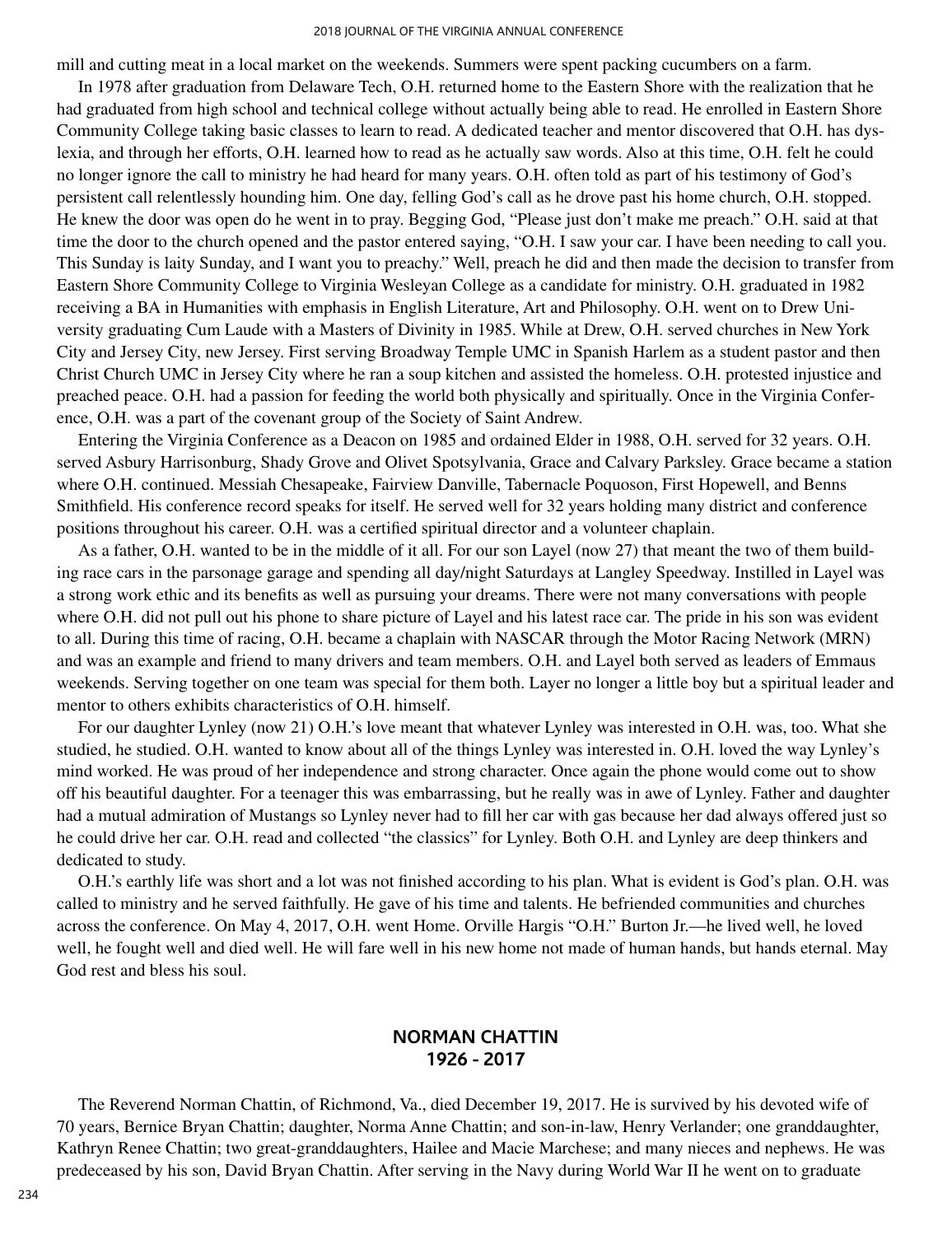mill and cutting meat in a local market on the weekends. Summers were spent packing cucumbers on a farm.

In 1978 after graduation from Delaware Tech, O.H. returned home to the Eastern Shore with the realization that he had graduated from high school and technical college without actually being able to read. He enrolled in Eastern Shore Community College taking basic classes to learn to read. A dedicated teacher and mentor discovered that O.H. has dyslexia, and through her efforts, O.H. learned how to read as he actually saw words. Also at this time, O.H. felt he could no longer ignore the call to ministry he had heard for many years. O.H. often told as part of his testimony of God's persistent call relentlessly hounding him. One day, felling God's call as he drove past his home church, O.H. stopped. He knew the door was open do he went in to pray. Begging God, "Please just don't make me preach." O.H. said at that time the door to the church opened and the pastor entered saying, "O.H. I saw your car. I have been needing to call you. This Sunday is laity Sunday, and I want you to preachy." Well, preach he did and then made the decision to transfer from Eastern Shore Community College to Virginia Wesleyan College as a candidate for ministry. O.H. graduated in 1982 receiving a BA in Humanities with emphasis in English Literature, Art and Philosophy. O.H. went on to Drew University graduating Cum Laude with a Masters of Divinity in 1985. While at Drew, O.H. served churches in New York City and Jersey City, new Jersey. First serving Broadway Temple UMC in Spanish Harlem as a student pastor and then Christ Church UMC in Jersey City where he ran a soup kitchen and assisted the homeless. O.H. protested injustice and preached peace. O.H. had a passion for feeding the world both physically and spiritually. Once in the Virginia Conference, O.H. was a part of the covenant group of the Society of Saint Andrew.

Entering the Virginia Conference as a Deacon on 1985 and ordained Elder in 1988, O.H. served for 32 years. O.H. served Asbury Harrisonburg, Shady Grove and Olivet Spotsylvania, Grace and Calvary Parksley. Grace became a station where O.H. continued. Messiah Chesapeake, Fairview Danville, Tabernacle Poquoson, First Hopewell, and Benns Smithfield. His conference record speaks for itself. He served well for 32 years holding many district and conference positions throughout his career. O.H. was a certified spiritual director and a volunteer chaplain.

As a father, O.H. wanted to be in the middle of it all. For our son Layel (now 27) that meant the two of them building race cars in the parsonage garage and spending all day/night Saturdays at Langley Speedway. Instilled in Layel was a strong work ethic and its benefits as well as pursuing your dreams. There were not many conversations with people where O.H. did not pull out his phone to share picture of Layel and his latest race car. The pride in his son was evident to all. During this time of racing, O.H. became a chaplain with NASCAR through the Motor Racing Network (MRN) and was an example and friend to many drivers and team members. O.H. and Layel both served as leaders of Emmaus weekends. Serving together on one team was special for them both. Layer no longer a little boy but a spiritual leader and mentor to others exhibits characteristics of O.H. himself.

For our daughter Lynley (now 21) O.H.'s love meant that whatever Lynley was interested in O.H. was, too. What she studied, he studied. O.H. wanted to know about all of the things Lynley was interested in. O.H. loved the way Lynley's mind worked. He was proud of her independence and strong character. Once again the phone would come out to show off his beautiful daughter. For a teenager this was embarrassing, but he really was in awe of Lynley. Father and daughter had a mutual admiration of Mustangs so Lynley never had to fill her car with gas because her dad always offered just so he could drive her car. O.H. read and collected "the classics" for Lynley. Both O.H. and Lynley are deep thinkers and dedicated to study.

O.H.'s earthly life was short and a lot was not finished according to his plan. What is evident is God's plan. O.H. was called to ministry and he served faithfully. He gave of his time and talents. He befriended communities and churches across the conference. On May 4, 2017, O.H. went Home. Orville Hargis "O.H." Burton Jr.—he lived well, he loved well, he fought well and died well. He will fare well in his new home not made of human hands, but hands eternal. May God rest and bless his soul.

## NORMAN CHATTIN
## 1926 - 2017

The Reverend Norman Chattin, of Richmond, Va., died December 19, 2017. He is survived by his devoted wife of 70 years, Bernice Bryan Chattin; daughter, Norma Anne Chattin; and son-in-law, Henry Verlander; one granddaughter, Kathryn Renee Chattin; two great-granddaughters, Hailee and Macie Marchese; and many nieces and nephews. He was predeceased by his son, David Bryan Chattin. After serving in the Navy during World War II he went on to graduate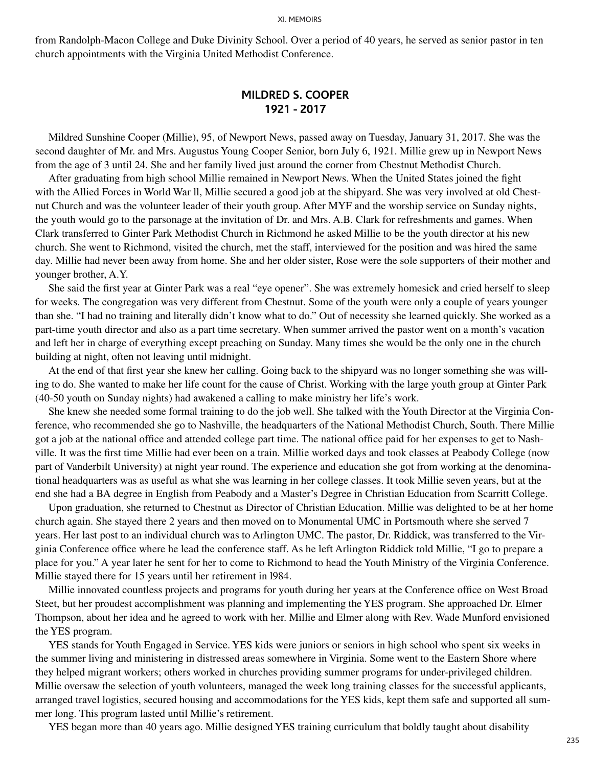from Randolph-Macon College and Duke Divinity School. Over a period of 40 years, he served as senior pastor in ten church appointments with the Virginia United Methodist Conference.

## MILDRED S. COOPER
## 1921 - 2017

Mildred Sunshine Cooper (Millie), 95, of Newport News, passed away on Tuesday, January 31, 2017. She was the second daughter of Mr. and Mrs. Augustus Young Cooper Senior, born July 6, 1921. Millie grew up in Newport News from the age of 3 until 24. She and her family lived just around the corner from Chestnut Methodist Church.

After graduating from high school Millie remained in Newport News. When the United States joined the fight with the Allied Forces in World War ll, Millie secured a good job at the shipyard. She was very involved at old Chestnut Church and was the volunteer leader of their youth group. After MYF and the worship service on Sunday nights, the youth would go to the parsonage at the invitation of Dr. and Mrs. A.B. Clark for refreshments and games. When Clark transferred to Ginter Park Methodist Church in Richmond he asked Millie to be the youth director at his new church. She went to Richmond, visited the church, met the staff, interviewed for the position and was hired the same day. Millie had never been away from home. She and her older sister, Rose were the sole supporters of their mother and younger brother, A.Y.

She said the first year at Ginter Park was a real "eye opener". She was extremely homesick and cried herself to sleep for weeks. The congregation was very different from Chestnut. Some of the youth were only a couple of years younger than she. "I had no training and literally didn't know what to do." Out of necessity she learned quickly. She worked as a part-time youth director and also as a part time secretary. When summer arrived the pastor went on a month's vacation and left her in charge of everything except preaching on Sunday. Many times she would be the only one in the church building at night, often not leaving until midnight.

At the end of that first year she knew her calling. Going back to the shipyard was no longer something she was willing to do. She wanted to make her life count for the cause of Christ. Working with the large youth group at Ginter Park (40-50 youth on Sunday nights) had awakened a calling to make ministry her life's work.

She knew she needed some formal training to do the job well. She talked with the Youth Director at the Virginia Conference, who recommended she go to Nashville, the headquarters of the National Methodist Church, South. There Millie got a job at the national office and attended college part time. The national office paid for her expenses to get to Nashville. It was the first time Millie had ever been on a train. Millie worked days and took classes at Peabody College (now part of Vanderbilt University) at night year round. The experience and education she got from working at the denominational headquarters was as useful as what she was learning in her college classes. It took Millie seven years, but at the end she had a BA degree in English from Peabody and a Master's Degree in Christian Education from Scarritt College.

Upon graduation, she returned to Chestnut as Director of Christian Education. Millie was delighted to be at her home church again. She stayed there 2 years and then moved on to Monumental UMC in Portsmouth where she served 7 years. Her last post to an individual church was to Arlington UMC. The pastor, Dr. Riddick, was transferred to the Virginia Conference office where he lead the conference staff. As he left Arlington Riddick told Millie, "I go to prepare a place for you." A year later he sent for her to come to Richmond to head the Youth Ministry of the Virginia Conference. Millie stayed there for 15 years until her retirement in l984.

Millie innovated countless projects and programs for youth during her years at the Conference office on West Broad Steet, but her proudest accomplishment was planning and implementing the YES program. She approached Dr. Elmer Thompson, about her idea and he agreed to work with her. Millie and Elmer along with Rev. Wade Munford envisioned the YES program.

YES stands for Youth Engaged in Service. YES kids were juniors or seniors in high school who spent six weeks in the summer living and ministering in distressed areas somewhere in Virginia. Some went to the Eastern Shore where they helped migrant workers; others worked in churches providing summer programs for under-privileged children. Millie oversaw the selection of youth volunteers, managed the week long training classes for the successful applicants, arranged travel logistics, secured housing and accommodations for the YES kids, kept them safe and supported all summer long. This program lasted until Millie's retirement.

YES began more than 40 years ago. Millie designed YES training curriculum that boldly taught about disability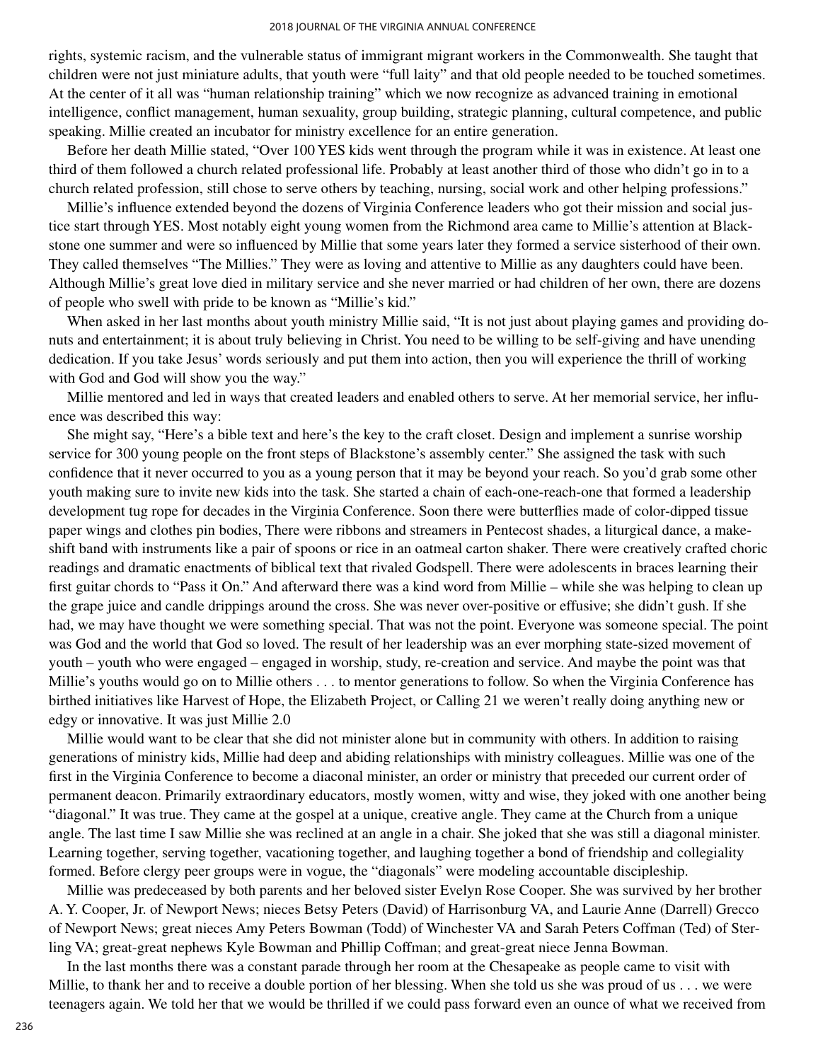rights, systemic racism, and the vulnerable status of immigrant migrant workers in the Commonwealth. She taught that children were not just miniature adults, that youth were "full laity" and that old people needed to be touched sometimes. At the center of it all was "human relationship training" which we now recognize as advanced training in emotional intelligence, conflict management, human sexuality, group building, strategic planning, cultural competence, and public speaking. Millie created an incubator for ministry excellence for an entire generation.

Before her death Millie stated, "Over 100 YES kids went through the program while it was in existence. At least one third of them followed a church related professional life. Probably at least another third of those who didn't go in to a church related profession, still chose to serve others by teaching, nursing, social work and other helping professions."

Millie's influence extended beyond the dozens of Virginia Conference leaders who got their mission and social justice start through YES. Most notably eight young women from the Richmond area came to Millie's attention at Blackstone one summer and were so influenced by Millie that some years later they formed a service sisterhood of their own. They called themselves "The Millies." They were as loving and attentive to Millie as any daughters could have been. Although Millie's great love died in military service and she never married or had children of her own, there are dozens of people who swell with pride to be known as "Millie's kid."

When asked in her last months about youth ministry Millie said, "It is not just about playing games and providing donuts and entertainment; it is about truly believing in Christ. You need to be willing to be self-giving and have unending dedication. If you take Jesus' words seriously and put them into action, then you will experience the thrill of working with God and God will show you the way."

Millie mentored and led in ways that created leaders and enabled others to serve. At her memorial service, her influence was described this way:

She might say, "Here's a bible text and here's the key to the craft closet. Design and implement a sunrise worship service for 300 young people on the front steps of Blackstone's assembly center." She assigned the task with such confidence that it never occurred to you as a young person that it may be beyond your reach. So you'd grab some other youth making sure to invite new kids into the task. She started a chain of each-one-reach-one that formed a leadership development tug rope for decades in the Virginia Conference. Soon there were butterflies made of color-dipped tissue paper wings and clothes pin bodies, There were ribbons and streamers in Pentecost shades, a liturgical dance, a makeshift band with instruments like a pair of spoons or rice in an oatmeal carton shaker. There were creatively crafted choric readings and dramatic enactments of biblical text that rivaled Godspell. There were adolescents in braces learning their first guitar chords to "Pass it On." And afterward there was a kind word from Millie – while she was helping to clean up the grape juice and candle drippings around the cross. She was never over-positive or effusive; she didn't gush. If she had, we may have thought we were something special. That was not the point. Everyone was someone special. The point was God and the world that God so loved. The result of her leadership was an ever morphing state-sized movement of youth – youth who were engaged – engaged in worship, study, re-creation and service. And maybe the point was that Millie's youths would go on to Millie others . . . to mentor generations to follow. So when the Virginia Conference has birthed initiatives like Harvest of Hope, the Elizabeth Project, or Calling 21 we weren't really doing anything new or edgy or innovative. It was just Millie 2.0

Millie would want to be clear that she did not minister alone but in community with others. In addition to raising generations of ministry kids, Millie had deep and abiding relationships with ministry colleagues. Millie was one of the first in the Virginia Conference to become a diaconal minister, an order or ministry that preceded our current order of permanent deacon. Primarily extraordinary educators, mostly women, witty and wise, they joked with one another being "diagonal." It was true. They came at the gospel at a unique, creative angle. They came at the Church from a unique angle. The last time I saw Millie she was reclined at an angle in a chair. She joked that she was still a diagonal minister. Learning together, serving together, vacationing together, and laughing together a bond of friendship and collegiality formed. Before clergy peer groups were in vogue, the "diagonals" were modeling accountable discipleship.

Millie was predeceased by both parents and her beloved sister Evelyn Rose Cooper. She was survived by her brother A. Y. Cooper, Jr. of Newport News; nieces Betsy Peters (David) of Harrisonburg VA, and Laurie Anne (Darrell) Grecco of Newport News; great nieces Amy Peters Bowman (Todd) of Winchester VA and Sarah Peters Coffman (Ted) of Sterling VA; great-great nephews Kyle Bowman and Phillip Coffman; and great-great niece Jenna Bowman.

In the last months there was a constant parade through her room at the Chesapeake as people came to visit with Millie, to thank her and to receive a double portion of her blessing. When she told us she was proud of us . . . we were teenagers again. We told her that we would be thrilled if we could pass forward even an ounce of what we received from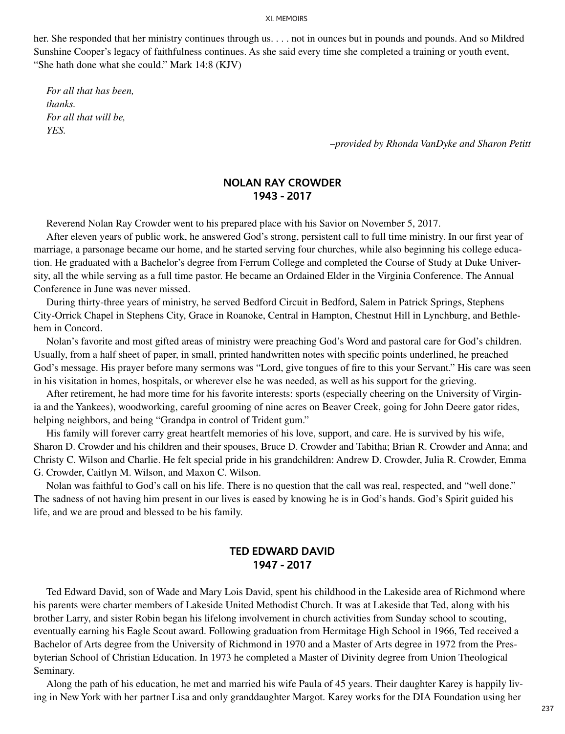her. She responded that her ministry continues through us. . . . not in ounces but in pounds and pounds. And so Mildred Sunshine Cooper's legacy of faithfulness continues. As she said every time she completed a training or youth event, "She hath done what she could." Mark 14:8 (KJV)

*For all that has been,*
*thanks.*
*For all that will be,*
*YES.*

*–provided by Rhonda VanDyke and Sharon Petitt*

## NOLAN RAY CROWDER
## 1943 - 2017

Reverend Nolan Ray Crowder went to his prepared place with his Savior on November 5, 2017.

After eleven years of public work, he answered God's strong, persistent call to full time ministry. In our first year of marriage, a parsonage became our home, and he started serving four churches, while also beginning his college education. He graduated with a Bachelor's degree from Ferrum College and completed the Course of Study at Duke University, all the while serving as a full time pastor. He became an Ordained Elder in the Virginia Conference. The Annual Conference in June was never missed.

During thirty-three years of ministry, he served Bedford Circuit in Bedford, Salem in Patrick Springs, Stephens City-Orrick Chapel in Stephens City, Grace in Roanoke, Central in Hampton, Chestnut Hill in Lynchburg, and Bethlehem in Concord.

Nolan's favorite and most gifted areas of ministry were preaching God's Word and pastoral care for God's children. Usually, from a half sheet of paper, in small, printed handwritten notes with specific points underlined, he preached God's message. His prayer before many sermons was "Lord, give tongues of fire to this your Servant." His care was seen in his visitation in homes, hospitals, or wherever else he was needed, as well as his support for the grieving.

After retirement, he had more time for his favorite interests: sports (especially cheering on the University of Virginia and the Yankees), woodworking, careful grooming of nine acres on Beaver Creek, going for John Deere gator rides, helping neighbors, and being "Grandpa in control of Trident gum."

His family will forever carry great heartfelt memories of his love, support, and care. He is survived by his wife, Sharon D. Crowder and his children and their spouses, Bruce D. Crowder and Tabitha; Brian R. Crowder and Anna; and Christy C. Wilson and Charlie. He felt special pride in his grandchildren: Andrew D. Crowder, Julia R. Crowder, Emma G. Crowder, Caitlyn M. Wilson, and Maxon C. Wilson.

Nolan was faithful to God's call on his life. There is no question that the call was real, respected, and "well done." The sadness of not having him present in our lives is eased by knowing he is in God's hands. God's Spirit guided his life, and we are proud and blessed to be his family.

## TED EDWARD DAVID
## 1947 - 2017

Ted Edward David, son of Wade and Mary Lois David, spent his childhood in the Lakeside area of Richmond where his parents were charter members of Lakeside United Methodist Church. It was at Lakeside that Ted, along with his brother Larry, and sister Robin began his lifelong involvement in church activities from Sunday school to scouting, eventually earning his Eagle Scout award. Following graduation from Hermitage High School in 1966, Ted received a Bachelor of Arts degree from the University of Richmond in 1970 and a Master of Arts degree in 1972 from the Presbyterian School of Christian Education. In 1973 he completed a Master of Divinity degree from Union Theological Seminary.

Along the path of his education, he met and married his wife Paula of 45 years. Their daughter Karey is happily living in New York with her partner Lisa and only granddaughter Margot. Karey works for the DIA Foundation using her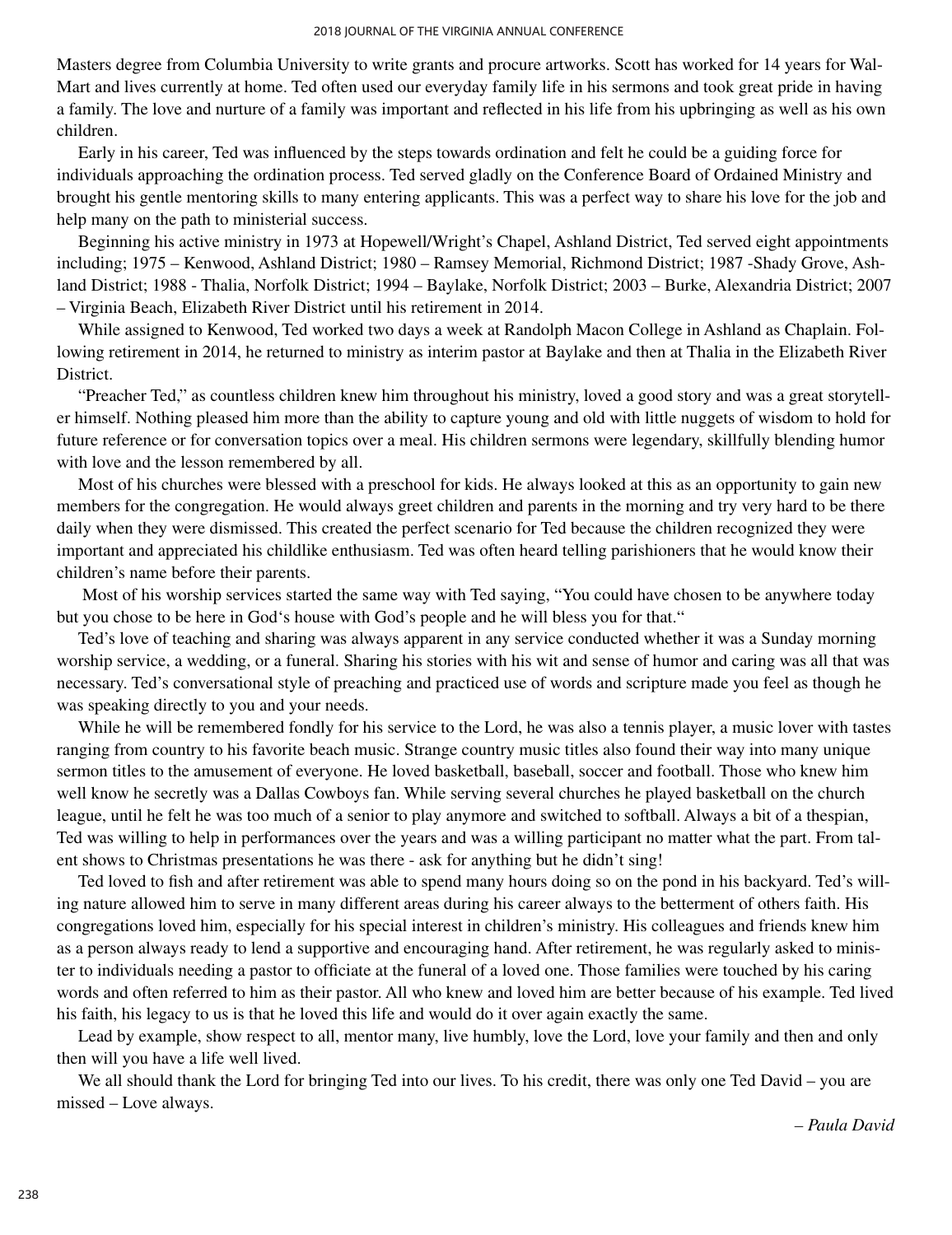Masters degree from Columbia University to write grants and procure artworks. Scott has worked for 14 years for Wal-Mart and lives currently at home. Ted often used our everyday family life in his sermons and took great pride in having a family. The love and nurture of a family was important and reflected in his life from his upbringing as well as his own children.

Early in his career, Ted was influenced by the steps towards ordination and felt he could be a guiding force for individuals approaching the ordination process. Ted served gladly on the Conference Board of Ordained Ministry and brought his gentle mentoring skills to many entering applicants. This was a perfect way to share his love for the job and help many on the path to ministerial success.

Beginning his active ministry in 1973 at Hopewell/Wright's Chapel, Ashland District, Ted served eight appointments including; 1975 – Kenwood, Ashland District; 1980 – Ramsey Memorial, Richmond District; 1987 -Shady Grove, Ashland District; 1988 - Thalia, Norfolk District; 1994 – Baylake, Norfolk District; 2003 – Burke, Alexandria District; 2007 – Virginia Beach, Elizabeth River District until his retirement in 2014.

While assigned to Kenwood, Ted worked two days a week at Randolph Macon College in Ashland as Chaplain. Following retirement in 2014, he returned to ministry as interim pastor at Baylake and then at Thalia in the Elizabeth River District.

"Preacher Ted," as countless children knew him throughout his ministry, loved a good story and was a great storyteller himself. Nothing pleased him more than the ability to capture young and old with little nuggets of wisdom to hold for future reference or for conversation topics over a meal. His children sermons were legendary, skillfully blending humor with love and the lesson remembered by all.

Most of his churches were blessed with a preschool for kids. He always looked at this as an opportunity to gain new members for the congregation. He would always greet children and parents in the morning and try very hard to be there daily when they were dismissed. This created the perfect scenario for Ted because the children recognized they were important and appreciated his childlike enthusiasm. Ted was often heard telling parishioners that he would know their children's name before their parents.

Most of his worship services started the same way with Ted saying, "You could have chosen to be anywhere today but you chose to be here in God's house with God's people and he will bless you for that."

Ted's love of teaching and sharing was always apparent in any service conducted whether it was a Sunday morning worship service, a wedding, or a funeral. Sharing his stories with his wit and sense of humor and caring was all that was necessary. Ted's conversational style of preaching and practiced use of words and scripture made you feel as though he was speaking directly to you and your needs.

While he will be remembered fondly for his service to the Lord, he was also a tennis player, a music lover with tastes ranging from country to his favorite beach music. Strange country music titles also found their way into many unique sermon titles to the amusement of everyone. He loved basketball, baseball, soccer and football. Those who knew him well know he secretly was a Dallas Cowboys fan. While serving several churches he played basketball on the church league, until he felt he was too much of a senior to play anymore and switched to softball. Always a bit of a thespian, Ted was willing to help in performances over the years and was a willing participant no matter what the part. From talent shows to Christmas presentations he was there - ask for anything but he didn't sing!

Ted loved to fish and after retirement was able to spend many hours doing so on the pond in his backyard. Ted's willing nature allowed him to serve in many different areas during his career always to the betterment of others faith. His congregations loved him, especially for his special interest in children's ministry. His colleagues and friends knew him as a person always ready to lend a supportive and encouraging hand. After retirement, he was regularly asked to minister to individuals needing a pastor to officiate at the funeral of a loved one. Those families were touched by his caring words and often referred to him as their pastor. All who knew and loved him are better because of his example. Ted lived his faith, his legacy to us is that he loved this life and would do it over again exactly the same.

Lead by example, show respect to all, mentor many, live humbly, love the Lord, love your family and then and only then will you have a life well lived.

We all should thank the Lord for bringing Ted into our lives. To his credit, there was only one Ted David – you are missed – Love always.

*– Paula David*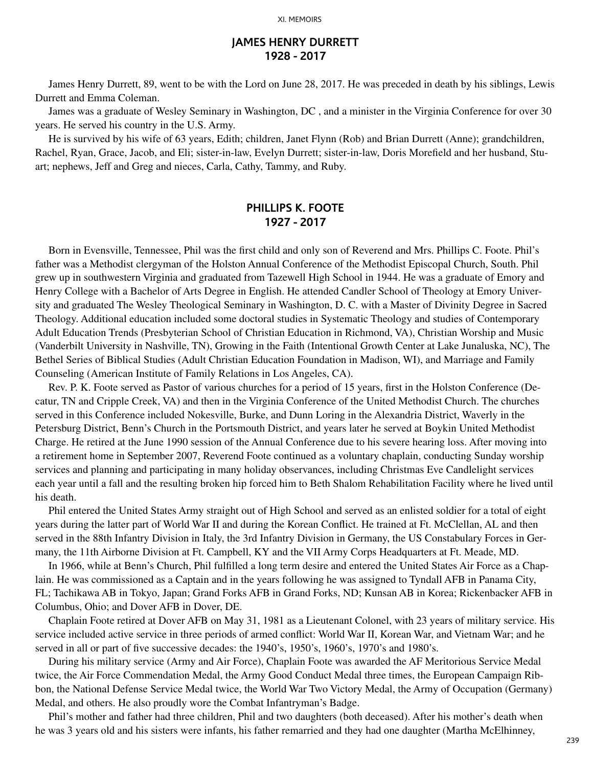## JAMES HENRY DURRETT
## 1928 - 2017

James Henry Durrett, 89, went to be with the Lord on June 28, 2017. He was preceded in death by his siblings, Lewis Durrett and Emma Coleman.

James was a graduate of Wesley Seminary in Washington, DC , and a minister in the Virginia Conference for over 30 years. He served his country in the U.S. Army.

He is survived by his wife of 63 years, Edith; children, Janet Flynn (Rob) and Brian Durrett (Anne); grandchildren, Rachel, Ryan, Grace, Jacob, and Eli; sister-in-law, Evelyn Durrett; sister-in-law, Doris Morefield and her husband, Stuart; nephews, Jeff and Greg and nieces, Carla, Cathy, Tammy, and Ruby.

## PHILLIPS K. FOOTE
## 1927 - 2017

Born in Evensville, Tennessee, Phil was the first child and only son of Reverend and Mrs. Phillips C. Foote. Phil's father was a Methodist clergyman of the Holston Annual Conference of the Methodist Episcopal Church, South. Phil grew up in southwestern Virginia and graduated from Tazewell High School in 1944. He was a graduate of Emory and Henry College with a Bachelor of Arts Degree in English. He attended Candler School of Theology at Emory University and graduated The Wesley Theological Seminary in Washington, D. C. with a Master of Divinity Degree in Sacred Theology. Additional education included some doctoral studies in Systematic Theology and studies of Contemporary Adult Education Trends (Presbyterian School of Christian Education in Richmond, VA), Christian Worship and Music (Vanderbilt University in Nashville, TN), Growing in the Faith (Intentional Growth Center at Lake Junaluska, NC), The Bethel Series of Biblical Studies (Adult Christian Education Foundation in Madison, WI), and Marriage and Family Counseling (American Institute of Family Relations in Los Angeles, CA).

Rev. P. K. Foote served as Pastor of various churches for a period of 15 years, first in the Holston Conference (Decatur, TN and Cripple Creek, VA) and then in the Virginia Conference of the United Methodist Church. The churches served in this Conference included Nokesville, Burke, and Dunn Loring in the Alexandria District, Waverly in the Petersburg District, Benn's Church in the Portsmouth District, and years later he served at Boykin United Methodist Charge. He retired at the June 1990 session of the Annual Conference due to his severe hearing loss. After moving into a retirement home in September 2007, Reverend Foote continued as a voluntary chaplain, conducting Sunday worship services and planning and participating in many holiday observances, including Christmas Eve Candlelight services each year until a fall and the resulting broken hip forced him to Beth Shalom Rehabilitation Facility where he lived until his death.

Phil entered the United States Army straight out of High School and served as an enlisted soldier for a total of eight years during the latter part of World War II and during the Korean Conflict. He trained at Ft. McClellan, AL and then served in the 88th Infantry Division in Italy, the 3rd Infantry Division in Germany, the US Constabulary Forces in Germany, the 11th Airborne Division at Ft. Campbell, KY and the VII Army Corps Headquarters at Ft. Meade, MD.

In 1966, while at Benn's Church, Phil fulfilled a long term desire and entered the United States Air Force as a Chaplain. He was commissioned as a Captain and in the years following he was assigned to Tyndall AFB in Panama City, FL; Tachikawa AB in Tokyo, Japan; Grand Forks AFB in Grand Forks, ND; Kunsan AB in Korea; Rickenbacker AFB in Columbus, Ohio; and Dover AFB in Dover, DE.

Chaplain Foote retired at Dover AFB on May 31, 1981 as a Lieutenant Colonel, with 23 years of military service. His service included active service in three periods of armed conflict: World War II, Korean War, and Vietnam War; and he served in all or part of five successive decades: the 1940's, 1950's, 1960's, 1970's and 1980's.

During his military service (Army and Air Force), Chaplain Foote was awarded the AF Meritorious Service Medal twice, the Air Force Commendation Medal, the Army Good Conduct Medal three times, the European Campaign Ribbon, the National Defense Service Medal twice, the World War Two Victory Medal, the Army of Occupation (Germany) Medal, and others. He also proudly wore the Combat Infantryman's Badge.

Phil's mother and father had three children, Phil and two daughters (both deceased). After his mother's death when he was 3 years old and his sisters were infants, his father remarried and they had one daughter (Martha McElhinney,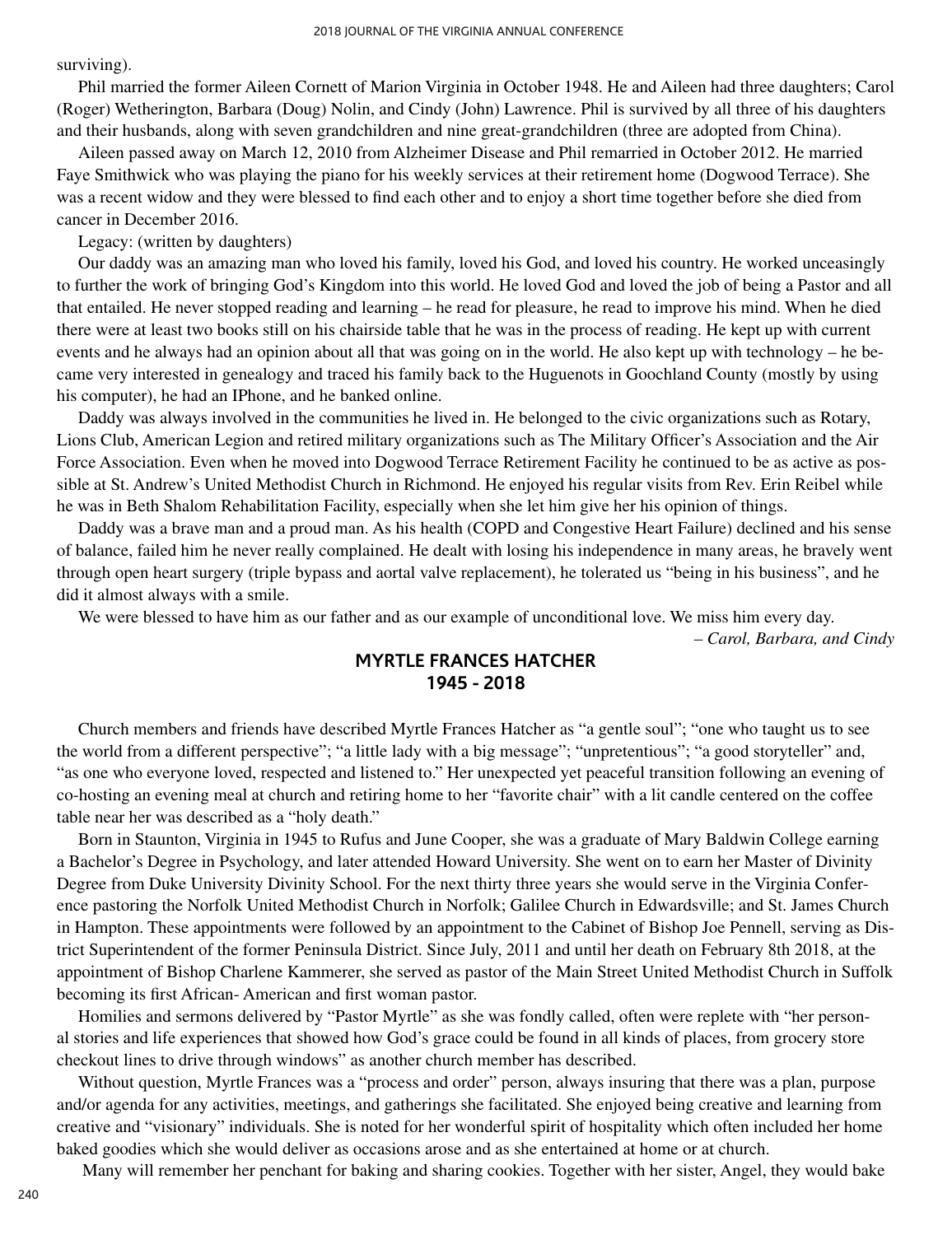surviving).

Phil married the former Aileen Cornett of Marion Virginia in October 1948. He and Aileen had three daughters; Carol (Roger) Wetherington, Barbara (Doug) Nolin, and Cindy (John) Lawrence. Phil is survived by all three of his daughters and their husbands, along with seven grandchildren and nine great-grandchildren (three are adopted from China).

Aileen passed away on March 12, 2010 from Alzheimer Disease and Phil remarried in October 2012. He married Faye Smithwick who was playing the piano for his weekly services at their retirement home (Dogwood Terrace). She was a recent widow and they were blessed to find each other and to enjoy a short time together before she died from cancer in December 2016.

Legacy: (written by daughters)

Our daddy was an amazing man who loved his family, loved his God, and loved his country. He worked unceasingly to further the work of bringing God's Kingdom into this world. He loved God and loved the job of being a Pastor and all that entailed. He never stopped reading and learning – he read for pleasure, he read to improve his mind. When he died there were at least two books still on his chairside table that he was in the process of reading. He kept up with current events and he always had an opinion about all that was going on in the world. He also kept up with technology – he became very interested in genealogy and traced his family back to the Huguenots in Goochland County (mostly by using his computer), he had an IPhone, and he banked online.

Daddy was always involved in the communities he lived in. He belonged to the civic organizations such as Rotary, Lions Club, American Legion and retired military organizations such as The Military Officer's Association and the Air Force Association. Even when he moved into Dogwood Terrace Retirement Facility he continued to be as active as possible at St. Andrew's United Methodist Church in Richmond. He enjoyed his regular visits from Rev. Erin Reibel while he was in Beth Shalom Rehabilitation Facility, especially when she let him give her his opinion of things.

Daddy was a brave man and a proud man. As his health (COPD and Congestive Heart Failure) declined and his sense of balance, failed him he never really complained. He dealt with losing his independence in many areas, he bravely went through open heart surgery (triple bypass and aortal valve replacement), he tolerated us "being in his business", and he did it almost always with a smile.

We were blessed to have him as our father and as our example of unconditional love. We miss him every day.

*– Carol, Barbara, and Cindy*

## MYRTLE FRANCES HATCHER
## 1945 - 2018

Church members and friends have described Myrtle Frances Hatcher as "a gentle soul"; "one who taught us to see the world from a different perspective"; "a little lady with a big message"; "unpretentious"; "a good storyteller" and, "as one who everyone loved, respected and listened to." Her unexpected yet peaceful transition following an evening of co-hosting an evening meal at church and retiring home to her "favorite chair" with a lit candle centered on the coffee table near her was described as a "holy death."

Born in Staunton, Virginia in 1945 to Rufus and June Cooper, she was a graduate of Mary Baldwin College earning a Bachelor's Degree in Psychology, and later attended Howard University. She went on to earn her Master of Divinity Degree from Duke University Divinity School. For the next thirty three years she would serve in the Virginia Conference pastoring the Norfolk United Methodist Church in Norfolk; Galilee Church in Edwardsville; and St. James Church in Hampton. These appointments were followed by an appointment to the Cabinet of Bishop Joe Pennell, serving as District Superintendent of the former Peninsula District. Since July, 2011 and until her death on February 8th 2018, at the appointment of Bishop Charlene Kammerer, she served as pastor of the Main Street United Methodist Church in Suffolk becoming its first African- American and first woman pastor.

Homilies and sermons delivered by "Pastor Myrtle" as she was fondly called, often were replete with "her personal stories and life experiences that showed how God's grace could be found in all kinds of places, from grocery store checkout lines to drive through windows" as another church member has described.

Without question, Myrtle Frances was a "process and order" person, always insuring that there was a plan, purpose and/or agenda for any activities, meetings, and gatherings she facilitated. She enjoyed being creative and learning from creative and "visionary" individuals. She is noted for her wonderful spirit of hospitality which often included her home baked goodies which she would deliver as occasions arose and as she entertained at home or at church.

Many will remember her penchant for baking and sharing cookies. Together with her sister, Angel, they would bake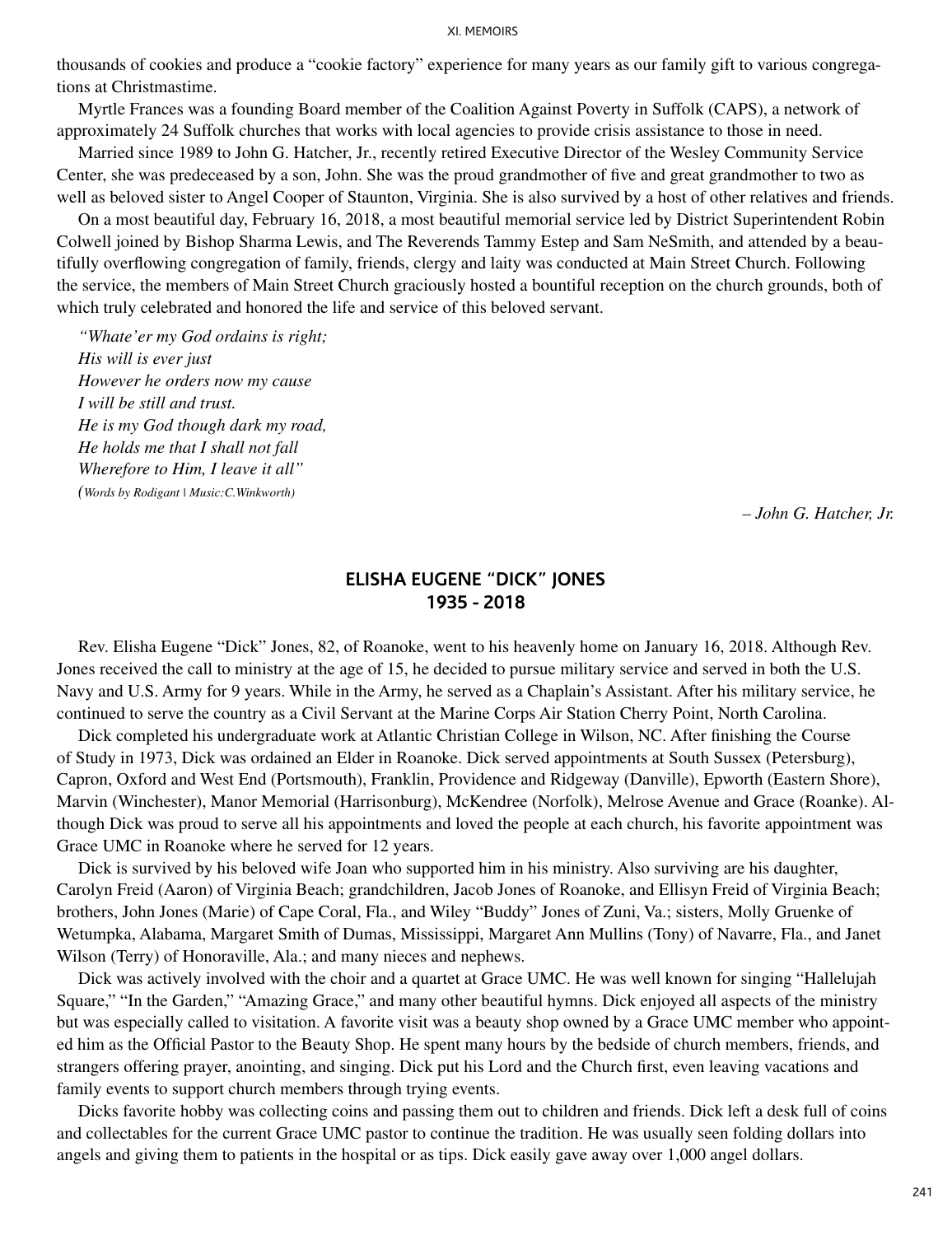thousands of cookies and produce a "cookie factory" experience for many years as our family gift to various congregations at Christmastime.

Myrtle Frances was a founding Board member of the Coalition Against Poverty in Suffolk (CAPS), a network of approximately 24 Suffolk churches that works with local agencies to provide crisis assistance to those in need.

Married since 1989 to John G. Hatcher, Jr., recently retired Executive Director of the Wesley Community Service Center, she was predeceased by a son, John. She was the proud grandmother of five and great grandmother to two as well as beloved sister to Angel Cooper of Staunton, Virginia. She is also survived by a host of other relatives and friends.

On a most beautiful day, February 16, 2018, a most beautiful memorial service led by District Superintendent Robin Colwell joined by Bishop Sharma Lewis, and The Reverends Tammy Estep and Sam NeSmith, and attended by a beautifully overflowing congregation of family, friends, clergy and laity was conducted at Main Street Church. Following the service, the members of Main Street Church graciously hosted a bountiful reception on the church grounds, both of which truly celebrated and honored the life and service of this beloved servant.

*"Whate'er my God ordains is right;*
*His will is ever just*
*However he orders now my cause*
*I will be still and trust.*
*He is my God though dark my road,*
*He holds me that I shall not fall*
*Wherefore to Him, I leave it all"*
*(Words by Rodigant | Music:C.Winkworth)*

*– John G. Hatcher, Jr.*

## ELISHA EUGENE "DICK" JONES
## 1935 - 2018

Rev. Elisha Eugene "Dick" Jones, 82, of Roanoke, went to his heavenly home on January 16, 2018. Although Rev. Jones received the call to ministry at the age of 15, he decided to pursue military service and served in both the U.S. Navy and U.S. Army for 9 years. While in the Army, he served as a Chaplain's Assistant. After his military service, he continued to serve the country as a Civil Servant at the Marine Corps Air Station Cherry Point, North Carolina.

Dick completed his undergraduate work at Atlantic Christian College in Wilson, NC. After finishing the Course of Study in 1973, Dick was ordained an Elder in Roanoke. Dick served appointments at South Sussex (Petersburg), Capron, Oxford and West End (Portsmouth), Franklin, Providence and Ridgeway (Danville), Epworth (Eastern Shore), Marvin (Winchester), Manor Memorial (Harrisonburg), McKendree (Norfolk), Melrose Avenue and Grace (Roanke). Although Dick was proud to serve all his appointments and loved the people at each church, his favorite appointment was Grace UMC in Roanoke where he served for 12 years.

Dick is survived by his beloved wife Joan who supported him in his ministry. Also surviving are his daughter, Carolyn Freid (Aaron) of Virginia Beach; grandchildren, Jacob Jones of Roanoke, and Ellisyn Freid of Virginia Beach; brothers, John Jones (Marie) of Cape Coral, Fla., and Wiley "Buddy" Jones of Zuni, Va.; sisters, Molly Gruenke of Wetumpka, Alabama, Margaret Smith of Dumas, Mississippi, Margaret Ann Mullins (Tony) of Navarre, Fla., and Janet Wilson (Terry) of Honoraville, Ala.; and many nieces and nephews.

Dick was actively involved with the choir and a quartet at Grace UMC. He was well known for singing "Hallelujah Square," "In the Garden," "Amazing Grace," and many other beautiful hymns. Dick enjoyed all aspects of the ministry but was especially called to visitation. A favorite visit was a beauty shop owned by a Grace UMC member who appointed him as the Official Pastor to the Beauty Shop. He spent many hours by the bedside of church members, friends, and strangers offering prayer, anointing, and singing. Dick put his Lord and the Church first, even leaving vacations and family events to support church members through trying events.

Dicks favorite hobby was collecting coins and passing them out to children and friends. Dick left a desk full of coins and collectables for the current Grace UMC pastor to continue the tradition. He was usually seen folding dollars into angels and giving them to patients in the hospital or as tips. Dick easily gave away over 1,000 angel dollars.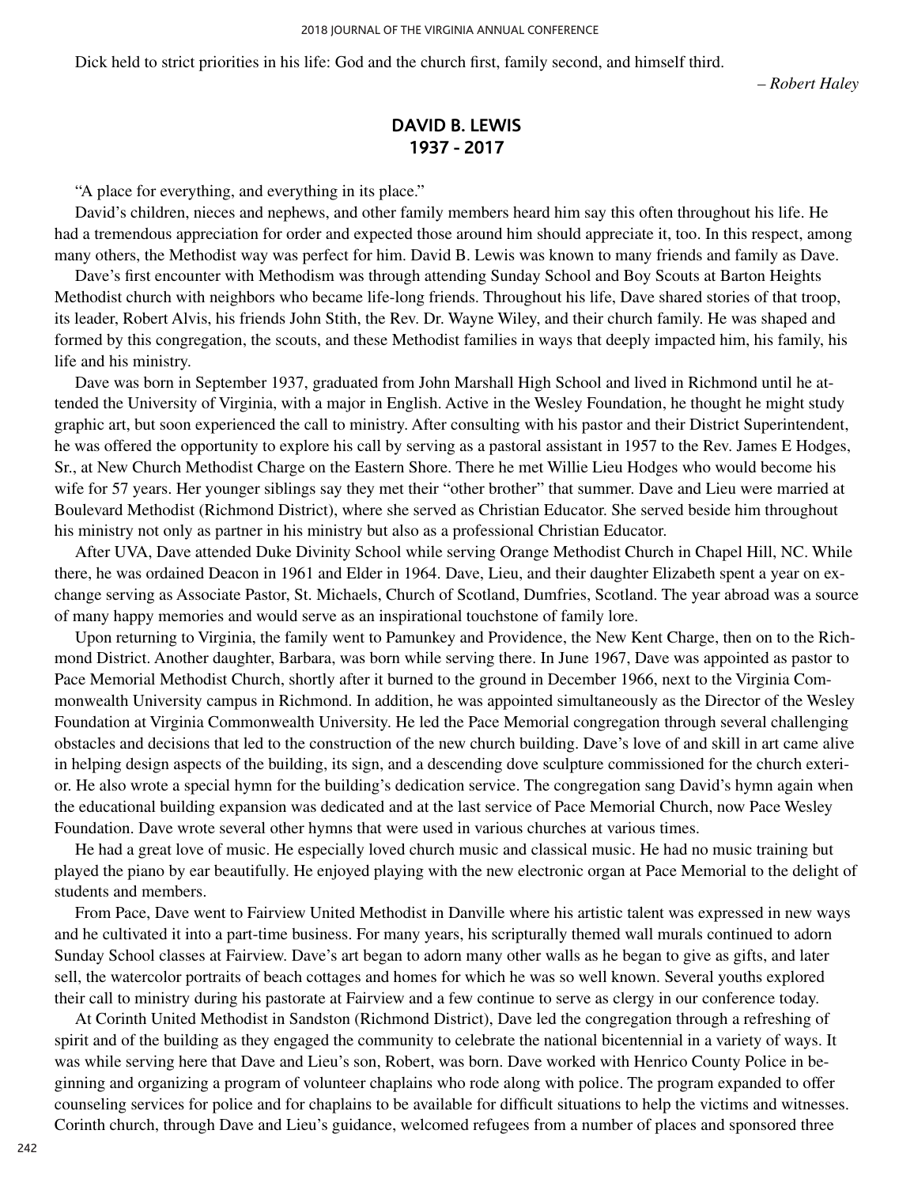Dick held to strict priorities in his life: God and the church first, family second, and himself third.

*– Robert Haley*

## DAVID B. LEWIS
## 1937 - 2017

"A place for everything, and everything in its place."

David's children, nieces and nephews, and other family members heard him say this often throughout his life. He had a tremendous appreciation for order and expected those around him should appreciate it, too. In this respect, among many others, the Methodist way was perfect for him. David B. Lewis was known to many friends and family as Dave.

Dave's first encounter with Methodism was through attending Sunday School and Boy Scouts at Barton Heights Methodist church with neighbors who became life-long friends. Throughout his life, Dave shared stories of that troop, its leader, Robert Alvis, his friends John Stith, the Rev. Dr. Wayne Wiley, and their church family. He was shaped and formed by this congregation, the scouts, and these Methodist families in ways that deeply impacted him, his family, his life and his ministry.

Dave was born in September 1937, graduated from John Marshall High School and lived in Richmond until he attended the University of Virginia, with a major in English. Active in the Wesley Foundation, he thought he might study graphic art, but soon experienced the call to ministry. After consulting with his pastor and their District Superintendent, he was offered the opportunity to explore his call by serving as a pastoral assistant in 1957 to the Rev. James E Hodges, Sr., at New Church Methodist Charge on the Eastern Shore. There he met Willie Lieu Hodges who would become his wife for 57 years. Her younger siblings say they met their "other brother" that summer. Dave and Lieu were married at Boulevard Methodist (Richmond District), where she served as Christian Educator. She served beside him throughout his ministry not only as partner in his ministry but also as a professional Christian Educator.

After UVA, Dave attended Duke Divinity School while serving Orange Methodist Church in Chapel Hill, NC. While there, he was ordained Deacon in 1961 and Elder in 1964. Dave, Lieu, and their daughter Elizabeth spent a year on exchange serving as Associate Pastor, St. Michaels, Church of Scotland, Dumfries, Scotland. The year abroad was a source of many happy memories and would serve as an inspirational touchstone of family lore.

Upon returning to Virginia, the family went to Pamunkey and Providence, the New Kent Charge, then on to the Richmond District. Another daughter, Barbara, was born while serving there. In June 1967, Dave was appointed as pastor to Pace Memorial Methodist Church, shortly after it burned to the ground in December 1966, next to the Virginia Commonwealth University campus in Richmond. In addition, he was appointed simultaneously as the Director of the Wesley Foundation at Virginia Commonwealth University. He led the Pace Memorial congregation through several challenging obstacles and decisions that led to the construction of the new church building. Dave's love of and skill in art came alive in helping design aspects of the building, its sign, and a descending dove sculpture commissioned for the church exterior. He also wrote a special hymn for the building's dedication service. The congregation sang David's hymn again when the educational building expansion was dedicated and at the last service of Pace Memorial Church, now Pace Wesley Foundation. Dave wrote several other hymns that were used in various churches at various times.

He had a great love of music. He especially loved church music and classical music. He had no music training but played the piano by ear beautifully. He enjoyed playing with the new electronic organ at Pace Memorial to the delight of students and members.

From Pace, Dave went to Fairview United Methodist in Danville where his artistic talent was expressed in new ways and he cultivated it into a part-time business. For many years, his scripturally themed wall murals continued to adorn Sunday School classes at Fairview. Dave's art began to adorn many other walls as he began to give as gifts, and later sell, the watercolor portraits of beach cottages and homes for which he was so well known. Several youths explored their call to ministry during his pastorate at Fairview and a few continue to serve as clergy in our conference today.

At Corinth United Methodist in Sandston (Richmond District), Dave led the congregation through a refreshing of spirit and of the building as they engaged the community to celebrate the national bicentennial in a variety of ways. It was while serving here that Dave and Lieu's son, Robert, was born. Dave worked with Henrico County Police in beginning and organizing a program of volunteer chaplains who rode along with police. The program expanded to offer counseling services for police and for chaplains to be available for difficult situations to help the victims and witnesses. Corinth church, through Dave and Lieu's guidance, welcomed refugees from a number of places and sponsored three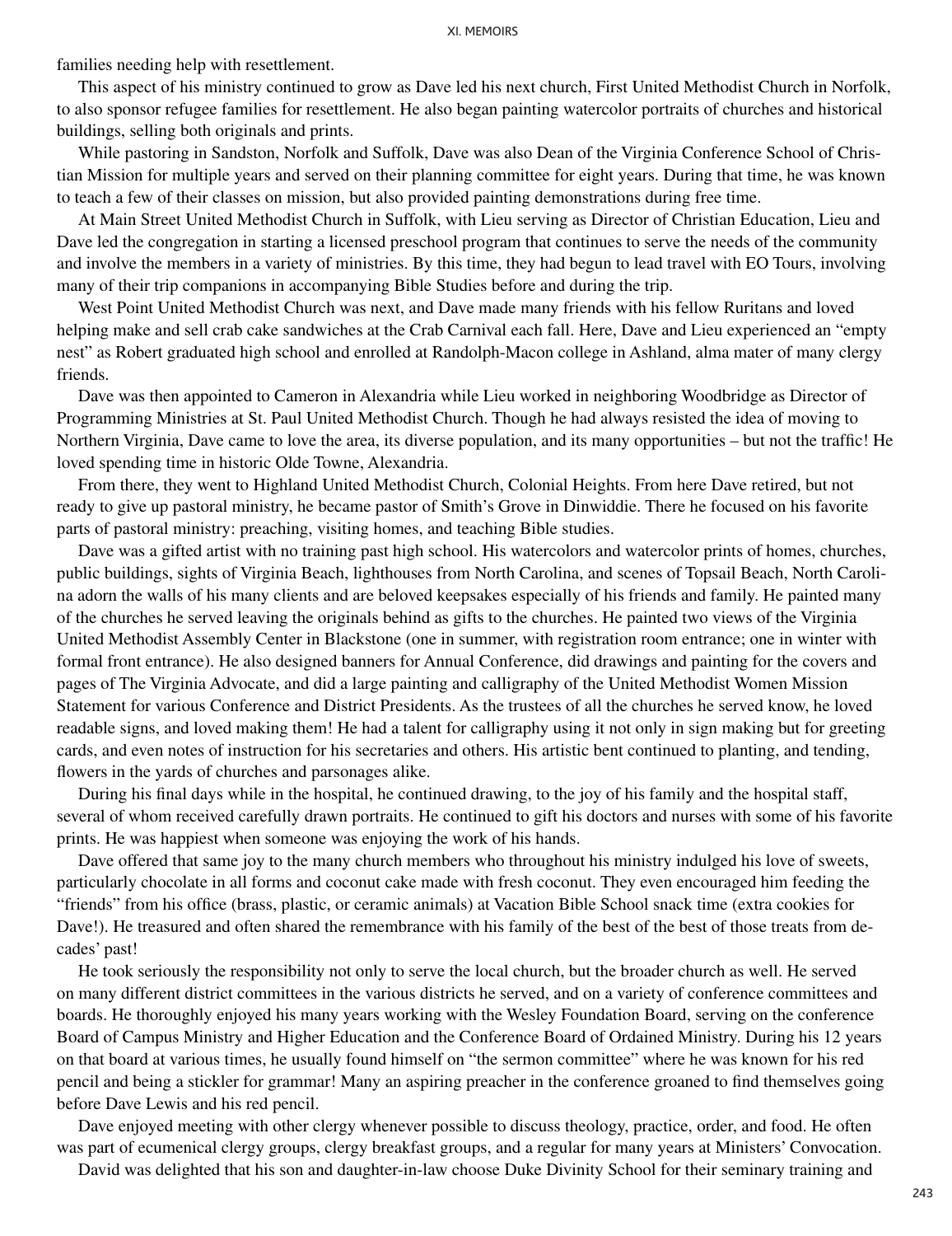families needing help with resettlement.

This aspect of his ministry continued to grow as Dave led his next church, First United Methodist Church in Norfolk, to also sponsor refugee families for resettlement. He also began painting watercolor portraits of churches and historical buildings, selling both originals and prints.

While pastoring in Sandston, Norfolk and Suffolk, Dave was also Dean of the Virginia Conference School of Christian Mission for multiple years and served on their planning committee for eight years. During that time, he was known to teach a few of their classes on mission, but also provided painting demonstrations during free time.

At Main Street United Methodist Church in Suffolk, with Lieu serving as Director of Christian Education, Lieu and Dave led the congregation in starting a licensed preschool program that continues to serve the needs of the community and involve the members in a variety of ministries. By this time, they had begun to lead travel with EO Tours, involving many of their trip companions in accompanying Bible Studies before and during the trip.

West Point United Methodist Church was next, and Dave made many friends with his fellow Ruritans and loved helping make and sell crab cake sandwiches at the Crab Carnival each fall. Here, Dave and Lieu experienced an "empty nest" as Robert graduated high school and enrolled at Randolph-Macon college in Ashland, alma mater of many clergy friends.

Dave was then appointed to Cameron in Alexandria while Lieu worked in neighboring Woodbridge as Director of Programming Ministries at St. Paul United Methodist Church. Though he had always resisted the idea of moving to Northern Virginia, Dave came to love the area, its diverse population, and its many opportunities – but not the traffic! He loved spending time in historic Olde Towne, Alexandria.

From there, they went to Highland United Methodist Church, Colonial Heights. From here Dave retired, but not ready to give up pastoral ministry, he became pastor of Smith's Grove in Dinwiddie. There he focused on his favorite parts of pastoral ministry: preaching, visiting homes, and teaching Bible studies.

Dave was a gifted artist with no training past high school. His watercolors and watercolor prints of homes, churches, public buildings, sights of Virginia Beach, lighthouses from North Carolina, and scenes of Topsail Beach, North Carolina adorn the walls of his many clients and are beloved keepsakes especially of his friends and family. He painted many of the churches he served leaving the originals behind as gifts to the churches. He painted two views of the Virginia United Methodist Assembly Center in Blackstone (one in summer, with registration room entrance; one in winter with formal front entrance). He also designed banners for Annual Conference, did drawings and painting for the covers and pages of The Virginia Advocate, and did a large painting and calligraphy of the United Methodist Women Mission Statement for various Conference and District Presidents. As the trustees of all the churches he served know, he loved readable signs, and loved making them! He had a talent for calligraphy using it not only in sign making but for greeting cards, and even notes of instruction for his secretaries and others. His artistic bent continued to planting, and tending, flowers in the yards of churches and parsonages alike.

During his final days while in the hospital, he continued drawing, to the joy of his family and the hospital staff, several of whom received carefully drawn portraits. He continued to gift his doctors and nurses with some of his favorite prints. He was happiest when someone was enjoying the work of his hands.

Dave offered that same joy to the many church members who throughout his ministry indulged his love of sweets, particularly chocolate in all forms and coconut cake made with fresh coconut. They even encouraged him feeding the "friends" from his office (brass, plastic, or ceramic animals) at Vacation Bible School snack time (extra cookies for Dave!). He treasured and often shared the remembrance with his family of the best of the best of those treats from decades' past!

He took seriously the responsibility not only to serve the local church, but the broader church as well. He served on many different district committees in the various districts he served, and on a variety of conference committees and boards. He thoroughly enjoyed his many years working with the Wesley Foundation Board, serving on the conference Board of Campus Ministry and Higher Education and the Conference Board of Ordained Ministry. During his 12 years on that board at various times, he usually found himself on "the sermon committee" where he was known for his red pencil and being a stickler for grammar! Many an aspiring preacher in the conference groaned to find themselves going before Dave Lewis and his red pencil.

Dave enjoyed meeting with other clergy whenever possible to discuss theology, practice, order, and food. He often was part of ecumenical clergy groups, clergy breakfast groups, and a regular for many years at Ministers' Convocation.

David was delighted that his son and daughter-in-law choose Duke Divinity School for their seminary training and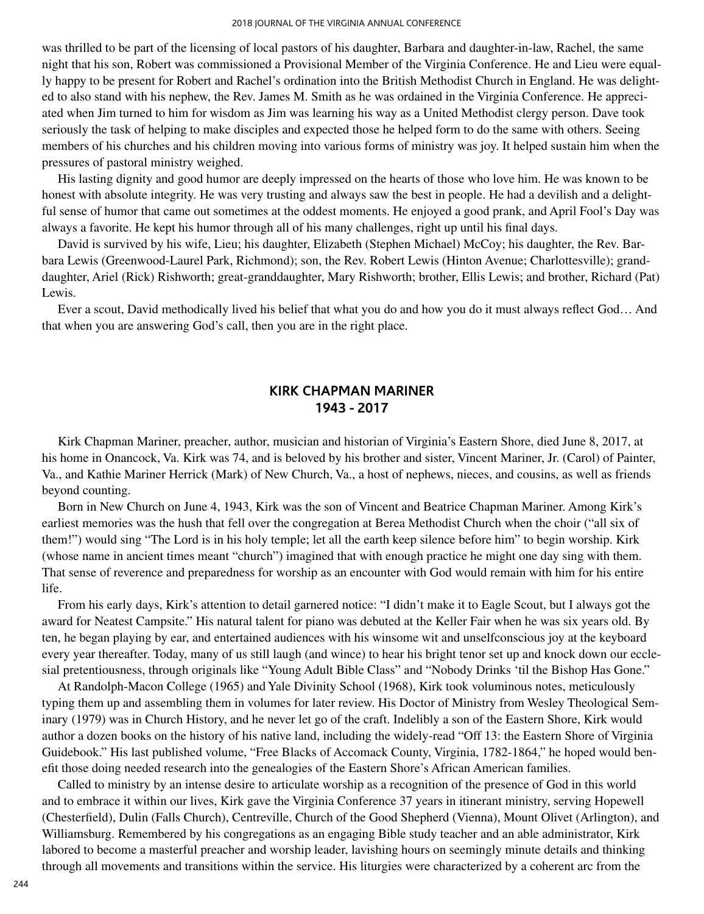was thrilled to be part of the licensing of local pastors of his daughter, Barbara and daughter-in-law, Rachel, the same night that his son, Robert was commissioned a Provisional Member of the Virginia Conference. He and Lieu were equally happy to be present for Robert and Rachel's ordination into the British Methodist Church in England. He was delighted to also stand with his nephew, the Rev. James M. Smith as he was ordained in the Virginia Conference. He appreciated when Jim turned to him for wisdom as Jim was learning his way as a United Methodist clergy person. Dave took seriously the task of helping to make disciples and expected those he helped form to do the same with others. Seeing members of his churches and his children moving into various forms of ministry was joy. It helped sustain him when the pressures of pastoral ministry weighed.

His lasting dignity and good humor are deeply impressed on the hearts of those who love him. He was known to be honest with absolute integrity. He was very trusting and always saw the best in people. He had a devilish and a delightful sense of humor that came out sometimes at the oddest moments. He enjoyed a good prank, and April Fool's Day was always a favorite. He kept his humor through all of his many challenges, right up until his final days.

David is survived by his wife, Lieu; his daughter, Elizabeth (Stephen Michael) McCoy; his daughter, the Rev. Barbara Lewis (Greenwood-Laurel Park, Richmond); son, the Rev. Robert Lewis (Hinton Avenue; Charlottesville); granddaughter, Ariel (Rick) Rishworth; great-granddaughter, Mary Rishworth; brother, Ellis Lewis; and brother, Richard (Pat) Lewis.

Ever a scout, David methodically lived his belief that what you do and how you do it must always reflect God… And that when you are answering God's call, then you are in the right place.

## KIRK CHAPMAN MARINER
## 1943 - 2017

Kirk Chapman Mariner, preacher, author, musician and historian of Virginia's Eastern Shore, died June 8, 2017, at his home in Onancock, Va. Kirk was 74, and is beloved by his brother and sister, Vincent Mariner, Jr. (Carol) of Painter, Va., and Kathie Mariner Herrick (Mark) of New Church, Va., a host of nephews, nieces, and cousins, as well as friends beyond counting.

Born in New Church on June 4, 1943, Kirk was the son of Vincent and Beatrice Chapman Mariner. Among Kirk's earliest memories was the hush that fell over the congregation at Berea Methodist Church when the choir ("all six of them!") would sing "The Lord is in his holy temple; let all the earth keep silence before him" to begin worship. Kirk (whose name in ancient times meant "church") imagined that with enough practice he might one day sing with them. That sense of reverence and preparedness for worship as an encounter with God would remain with him for his entire life.

From his early days, Kirk's attention to detail garnered notice: "I didn't make it to Eagle Scout, but I always got the award for Neatest Campsite." His natural talent for piano was debuted at the Keller Fair when he was six years old. By ten, he began playing by ear, and entertained audiences with his winsome wit and unselfconscious joy at the keyboard every year thereafter. Today, many of us still laugh (and wince) to hear his bright tenor set up and knock down our ecclesial pretentiousness, through originals like "Young Adult Bible Class" and "Nobody Drinks 'til the Bishop Has Gone."

At Randolph-Macon College (1965) and Yale Divinity School (1968), Kirk took voluminous notes, meticulously typing them up and assembling them in volumes for later review. His Doctor of Ministry from Wesley Theological Seminary (1979) was in Church History, and he never let go of the craft. Indelibly a son of the Eastern Shore, Kirk would author a dozen books on the history of his native land, including the widely-read "Off 13: the Eastern Shore of Virginia Guidebook." His last published volume, "Free Blacks of Accomack County, Virginia, 1782-1864," he hoped would benefit those doing needed research into the genealogies of the Eastern Shore's African American families.

Called to ministry by an intense desire to articulate worship as a recognition of the presence of God in this world and to embrace it within our lives, Kirk gave the Virginia Conference 37 years in itinerant ministry, serving Hopewell (Chesterfield), Dulin (Falls Church), Centreville, Church of the Good Shepherd (Vienna), Mount Olivet (Arlington), and Williamsburg. Remembered by his congregations as an engaging Bible study teacher and an able administrator, Kirk labored to become a masterful preacher and worship leader, lavishing hours on seemingly minute details and thinking through all movements and transitions within the service. His liturgies were characterized by a coherent arc from the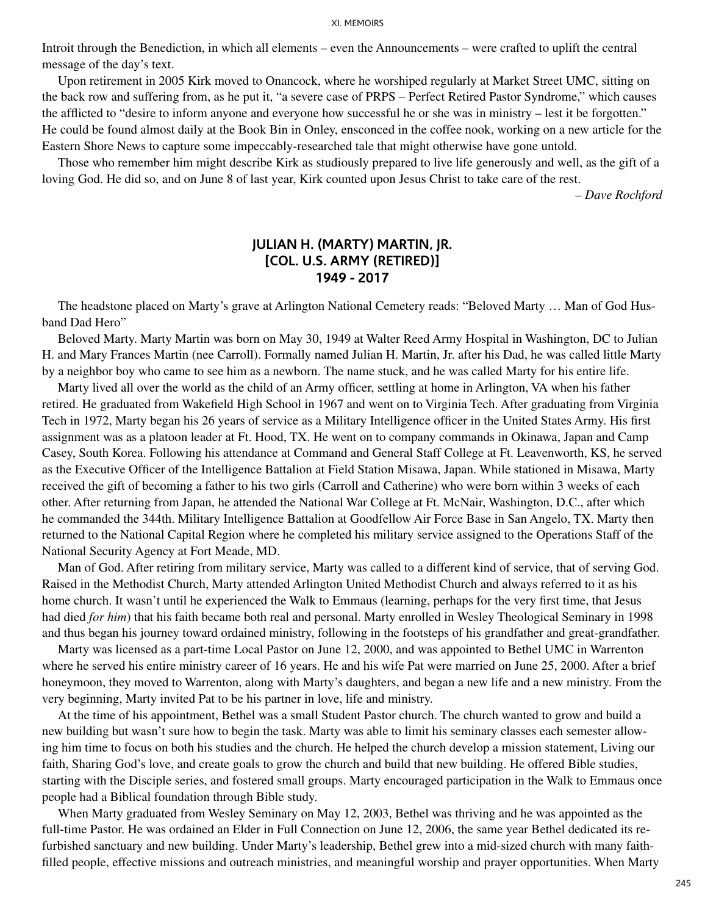Introit through the Benediction, in which all elements – even the Announcements – were crafted to uplift the central message of the day's text.

Upon retirement in 2005 Kirk moved to Onancock, where he worshiped regularly at Market Street UMC, sitting on the back row and suffering from, as he put it, "a severe case of PRPS – Perfect Retired Pastor Syndrome," which causes the afflicted to "desire to inform anyone and everyone how successful he or she was in ministry – lest it be forgotten." He could be found almost daily at the Book Bin in Onley, ensconced in the coffee nook, working on a new article for the Eastern Shore News to capture some impeccably-researched tale that might otherwise have gone untold.

Those who remember him might describe Kirk as studiously prepared to live life generously and well, as the gift of a loving God. He did so, and on June 8 of last year, Kirk counted upon Jesus Christ to take care of the rest.

*– Dave Rochford*

## JULIAN H. (MARTY) MARTIN, JR. [COL. U.S. ARMY (RETIRED)] 1949 - 2017

The headstone placed on Marty's grave at Arlington National Cemetery reads: "Beloved Marty … Man of God Husband Dad Hero"

Beloved Marty. Marty Martin was born on May 30, 1949 at Walter Reed Army Hospital in Washington, DC to Julian H. and Mary Frances Martin (nee Carroll). Formally named Julian H. Martin, Jr. after his Dad, he was called little Marty by a neighbor boy who came to see him as a newborn. The name stuck, and he was called Marty for his entire life.

Marty lived all over the world as the child of an Army officer, settling at home in Arlington, VA when his father retired. He graduated from Wakefield High School in 1967 and went on to Virginia Tech. After graduating from Virginia Tech in 1972, Marty began his 26 years of service as a Military Intelligence officer in the United States Army. His first assignment was as a platoon leader at Ft. Hood, TX. He went on to company commands in Okinawa, Japan and Camp Casey, South Korea. Following his attendance at Command and General Staff College at Ft. Leavenworth, KS, he served as the Executive Officer of the Intelligence Battalion at Field Station Misawa, Japan. While stationed in Misawa, Marty received the gift of becoming a father to his two girls (Carroll and Catherine) who were born within 3 weeks of each other. After returning from Japan, he attended the National War College at Ft. McNair, Washington, D.C., after which he commanded the 344th. Military Intelligence Battalion at Goodfellow Air Force Base in San Angelo, TX. Marty then returned to the National Capital Region where he completed his military service assigned to the Operations Staff of the National Security Agency at Fort Meade, MD.

Man of God. After retiring from military service, Marty was called to a different kind of service, that of serving God. Raised in the Methodist Church, Marty attended Arlington United Methodist Church and always referred to it as his home church. It wasn't until he experienced the Walk to Emmaus (learning, perhaps for the very first time, that Jesus had died *for him*) that his faith became both real and personal. Marty enrolled in Wesley Theological Seminary in 1998 and thus began his journey toward ordained ministry, following in the footsteps of his grandfather and great-grandfather.

Marty was licensed as a part-time Local Pastor on June 12, 2000, and was appointed to Bethel UMC in Warrenton where he served his entire ministry career of 16 years. He and his wife Pat were married on June 25, 2000. After a brief honeymoon, they moved to Warrenton, along with Marty's daughters, and began a new life and a new ministry. From the very beginning, Marty invited Pat to be his partner in love, life and ministry.

At the time of his appointment, Bethel was a small Student Pastor church. The church wanted to grow and build a new building but wasn't sure how to begin the task. Marty was able to limit his seminary classes each semester allowing him time to focus on both his studies and the church. He helped the church develop a mission statement, Living our faith, Sharing God's love, and create goals to grow the church and build that new building. He offered Bible studies, starting with the Disciple series, and fostered small groups. Marty encouraged participation in the Walk to Emmaus once people had a Biblical foundation through Bible study.

When Marty graduated from Wesley Seminary on May 12, 2003, Bethel was thriving and he was appointed as the full-time Pastor. He was ordained an Elder in Full Connection on June 12, 2006, the same year Bethel dedicated its refurbished sanctuary and new building. Under Marty's leadership, Bethel grew into a mid-sized church with many faith-filled people, effective missions and outreach ministries, and meaningful worship and prayer opportunities. When Marty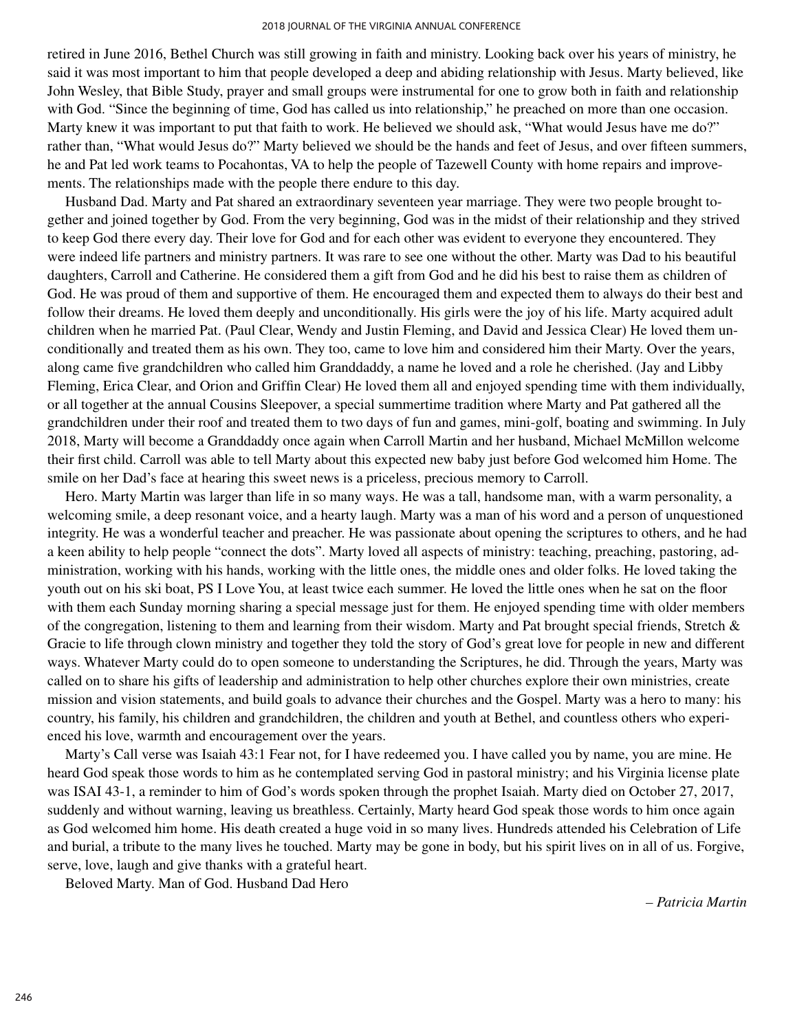retired in June 2016, Bethel Church was still growing in faith and ministry. Looking back over his years of ministry, he said it was most important to him that people developed a deep and abiding relationship with Jesus. Marty believed, like John Wesley, that Bible Study, prayer and small groups were instrumental for one to grow both in faith and relationship with God. "Since the beginning of time, God has called us into relationship," he preached on more than one occasion. Marty knew it was important to put that faith to work. He believed we should ask, "What would Jesus have me do?" rather than, "What would Jesus do?" Marty believed we should be the hands and feet of Jesus, and over fifteen summers, he and Pat led work teams to Pocahontas, VA to help the people of Tazewell County with home repairs and improvements. The relationships made with the people there endure to this day.

Husband Dad. Marty and Pat shared an extraordinary seventeen year marriage. They were two people brought together and joined together by God. From the very beginning, God was in the midst of their relationship and they strived to keep God there every day. Their love for God and for each other was evident to everyone they encountered. They were indeed life partners and ministry partners. It was rare to see one without the other. Marty was Dad to his beautiful daughters, Carroll and Catherine. He considered them a gift from God and he did his best to raise them as children of God. He was proud of them and supportive of them. He encouraged them and expected them to always do their best and follow their dreams. He loved them deeply and unconditionally. His girls were the joy of his life. Marty acquired adult children when he married Pat. (Paul Clear, Wendy and Justin Fleming, and David and Jessica Clear) He loved them unconditionally and treated them as his own. They too, came to love him and considered him their Marty. Over the years, along came five grandchildren who called him Granddaddy, a name he loved and a role he cherished. (Jay and Libby Fleming, Erica Clear, and Orion and Griffin Clear) He loved them all and enjoyed spending time with them individually, or all together at the annual Cousins Sleepover, a special summertime tradition where Marty and Pat gathered all the grandchildren under their roof and treated them to two days of fun and games, mini-golf, boating and swimming. In July 2018, Marty will become a Granddaddy once again when Carroll Martin and her husband, Michael McMillon welcome their first child. Carroll was able to tell Marty about this expected new baby just before God welcomed him Home. The smile on her Dad's face at hearing this sweet news is a priceless, precious memory to Carroll.

Hero. Marty Martin was larger than life in so many ways. He was a tall, handsome man, with a warm personality, a welcoming smile, a deep resonant voice, and a hearty laugh. Marty was a man of his word and a person of unquestioned integrity. He was a wonderful teacher and preacher. He was passionate about opening the scriptures to others, and he had a keen ability to help people "connect the dots". Marty loved all aspects of ministry: teaching, preaching, pastoring, administration, working with his hands, working with the little ones, the middle ones and older folks. He loved taking the youth out on his ski boat, PS I Love You, at least twice each summer. He loved the little ones when he sat on the floor with them each Sunday morning sharing a special message just for them. He enjoyed spending time with older members of the congregation, listening to them and learning from their wisdom. Marty and Pat brought special friends, Stretch & Gracie to life through clown ministry and together they told the story of God's great love for people in new and different ways. Whatever Marty could do to open someone to understanding the Scriptures, he did. Through the years, Marty was called on to share his gifts of leadership and administration to help other churches explore their own ministries, create mission and vision statements, and build goals to advance their churches and the Gospel. Marty was a hero to many: his country, his family, his children and grandchildren, the children and youth at Bethel, and countless others who experienced his love, warmth and encouragement over the years.

Marty's Call verse was Isaiah 43:1 Fear not, for I have redeemed you. I have called you by name, you are mine. He heard God speak those words to him as he contemplated serving God in pastoral ministry; and his Virginia license plate was ISAI 43-1, a reminder to him of God's words spoken through the prophet Isaiah. Marty died on October 27, 2017, suddenly and without warning, leaving us breathless. Certainly, Marty heard God speak those words to him once again as God welcomed him home. His death created a huge void in so many lives. Hundreds attended his Celebration of Life and burial, a tribute to the many lives he touched. Marty may be gone in body, but his spirit lives on in all of us. Forgive, serve, love, laugh and give thanks with a grateful heart.

Beloved Marty. Man of God. Husband Dad Hero

*– Patricia Martin*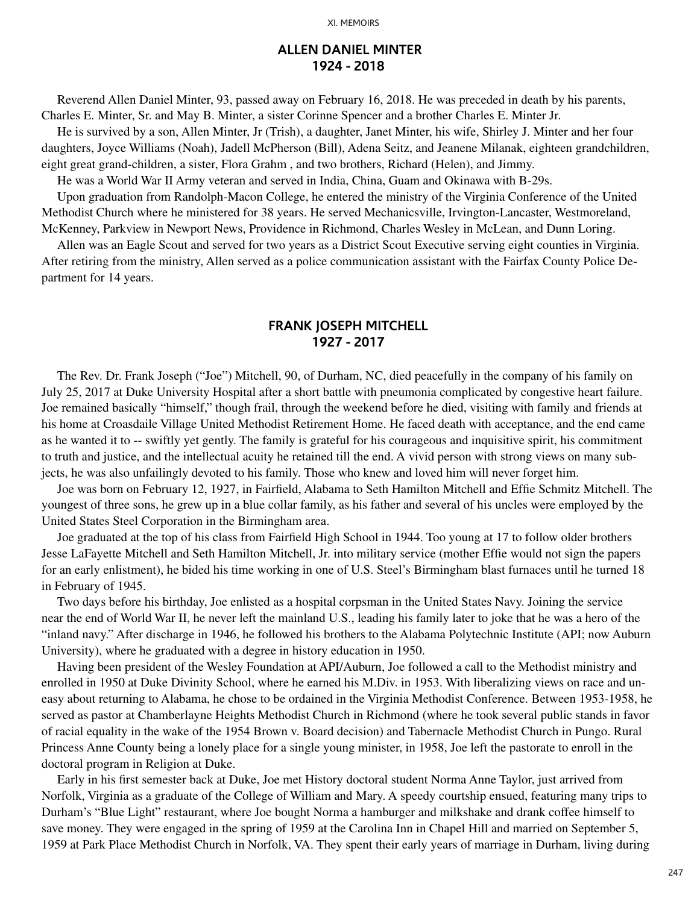## ALLEN DANIEL MINTER
## 1924 - 2018

Reverend Allen Daniel Minter, 93, passed away on February 16, 2018. He was preceded in death by his parents, Charles E. Minter, Sr. and May B. Minter, a sister Corinne Spencer and a brother Charles E. Minter Jr.

He is survived by a son, Allen Minter, Jr (Trish), a daughter, Janet Minter, his wife, Shirley J. Minter and her four daughters, Joyce Williams (Noah), Jadell McPherson (Bill), Adena Seitz, and Jeanene Milanak, eighteen grandchildren, eight great grand-children, a sister, Flora Grahm , and two brothers, Richard (Helen), and Jimmy.

He was a World War II Army veteran and served in India, China, Guam and Okinawa with B-29s.

Upon graduation from Randolph-Macon College, he entered the ministry of the Virginia Conference of the United Methodist Church where he ministered for 38 years. He served Mechanicsville, Irvington-Lancaster, Westmoreland, McKenney, Parkview in Newport News, Providence in Richmond, Charles Wesley in McLean, and Dunn Loring.

Allen was an Eagle Scout and served for two years as a District Scout Executive serving eight counties in Virginia. After retiring from the ministry, Allen served as a police communication assistant with the Fairfax County Police Department for 14 years.

## FRANK JOSEPH MITCHELL
## 1927 - 2017

The Rev. Dr. Frank Joseph ("Joe") Mitchell, 90, of Durham, NC, died peacefully in the company of his family on July 25, 2017 at Duke University Hospital after a short battle with pneumonia complicated by congestive heart failure. Joe remained basically "himself," though frail, through the weekend before he died, visiting with family and friends at his home at Croasdaile Village United Methodist Retirement Home. He faced death with acceptance, and the end came as he wanted it to -- swiftly yet gently. The family is grateful for his courageous and inquisitive spirit, his commitment to truth and justice, and the intellectual acuity he retained till the end. A vivid person with strong views on many subjects, he was also unfailingly devoted to his family. Those who knew and loved him will never forget him.

Joe was born on February 12, 1927, in Fairfield, Alabama to Seth Hamilton Mitchell and Effie Schmitz Mitchell. The youngest of three sons, he grew up in a blue collar family, as his father and several of his uncles were employed by the United States Steel Corporation in the Birmingham area.

Joe graduated at the top of his class from Fairfield High School in 1944. Too young at 17 to follow older brothers Jesse LaFayette Mitchell and Seth Hamilton Mitchell, Jr. into military service (mother Effie would not sign the papers for an early enlistment), he bided his time working in one of U.S. Steel's Birmingham blast furnaces until he turned 18 in February of 1945.

Two days before his birthday, Joe enlisted as a hospital corpsman in the United States Navy. Joining the service near the end of World War II, he never left the mainland U.S., leading his family later to joke that he was a hero of the "inland navy." After discharge in 1946, he followed his brothers to the Alabama Polytechnic Institute (API; now Auburn University), where he graduated with a degree in history education in 1950.

Having been president of the Wesley Foundation at API/Auburn, Joe followed a call to the Methodist ministry and enrolled in 1950 at Duke Divinity School, where he earned his M.Div. in 1953. With liberalizing views on race and uneasy about returning to Alabama, he chose to be ordained in the Virginia Methodist Conference. Between 1953-1958, he served as pastor at Chamberlayne Heights Methodist Church in Richmond (where he took several public stands in favor of racial equality in the wake of the 1954 Brown v. Board decision) and Tabernacle Methodist Church in Pungo. Rural Princess Anne County being a lonely place for a single young minister, in 1958, Joe left the pastorate to enroll in the doctoral program in Religion at Duke.

Early in his first semester back at Duke, Joe met History doctoral student Norma Anne Taylor, just arrived from Norfolk, Virginia as a graduate of the College of William and Mary. A speedy courtship ensued, featuring many trips to Durham's "Blue Light" restaurant, where Joe bought Norma a hamburger and milkshake and drank coffee himself to save money. They were engaged in the spring of 1959 at the Carolina Inn in Chapel Hill and married on September 5, 1959 at Park Place Methodist Church in Norfolk, VA. They spent their early years of marriage in Durham, living during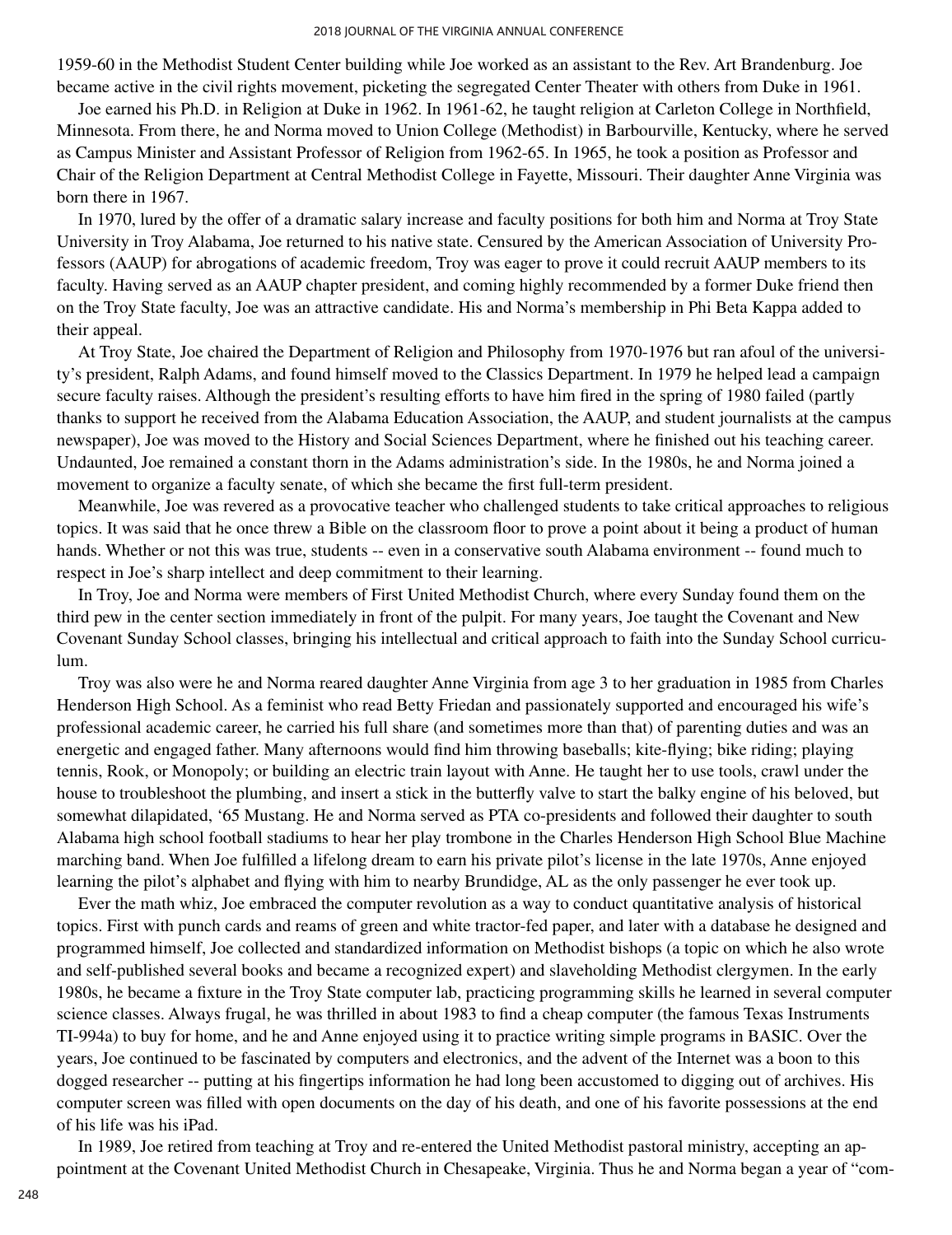1959-60 in the Methodist Student Center building while Joe worked as an assistant to the Rev. Art Brandenburg. Joe became active in the civil rights movement, picketing the segregated Center Theater with others from Duke in 1961.

Joe earned his Ph.D. in Religion at Duke in 1962. In 1961-62, he taught religion at Carleton College in Northfield, Minnesota. From there, he and Norma moved to Union College (Methodist) in Barbourville, Kentucky, where he served as Campus Minister and Assistant Professor of Religion from 1962-65. In 1965, he took a position as Professor and Chair of the Religion Department at Central Methodist College in Fayette, Missouri. Their daughter Anne Virginia was born there in 1967.

In 1970, lured by the offer of a dramatic salary increase and faculty positions for both him and Norma at Troy State University in Troy Alabama, Joe returned to his native state. Censured by the American Association of University Professors (AAUP) for abrogations of academic freedom, Troy was eager to prove it could recruit AAUP members to its faculty. Having served as an AAUP chapter president, and coming highly recommended by a former Duke friend then on the Troy State faculty, Joe was an attractive candidate. His and Norma's membership in Phi Beta Kappa added to their appeal.

At Troy State, Joe chaired the Department of Religion and Philosophy from 1970-1976 but ran afoul of the university's president, Ralph Adams, and found himself moved to the Classics Department. In 1979 he helped lead a campaign secure faculty raises. Although the president's resulting efforts to have him fired in the spring of 1980 failed (partly thanks to support he received from the Alabama Education Association, the AAUP, and student journalists at the campus newspaper), Joe was moved to the History and Social Sciences Department, where he finished out his teaching career. Undaunted, Joe remained a constant thorn in the Adams administration's side. In the 1980s, he and Norma joined a movement to organize a faculty senate, of which she became the first full-term president.

Meanwhile, Joe was revered as a provocative teacher who challenged students to take critical approaches to religious topics. It was said that he once threw a Bible on the classroom floor to prove a point about it being a product of human hands. Whether or not this was true, students -- even in a conservative south Alabama environment -- found much to respect in Joe's sharp intellect and deep commitment to their learning.

In Troy, Joe and Norma were members of First United Methodist Church, where every Sunday found them on the third pew in the center section immediately in front of the pulpit. For many years, Joe taught the Covenant and New Covenant Sunday School classes, bringing his intellectual and critical approach to faith into the Sunday School curriculum.

Troy was also were he and Norma reared daughter Anne Virginia from age 3 to her graduation in 1985 from Charles Henderson High School. As a feminist who read Betty Friedan and passionately supported and encouraged his wife's professional academic career, he carried his full share (and sometimes more than that) of parenting duties and was an energetic and engaged father. Many afternoons would find him throwing baseballs; kite-flying; bike riding; playing tennis, Rook, or Monopoly; or building an electric train layout with Anne. He taught her to use tools, crawl under the house to troubleshoot the plumbing, and insert a stick in the butterfly valve to start the balky engine of his beloved, but somewhat dilapidated, '65 Mustang. He and Norma served as PTA co-presidents and followed their daughter to south Alabama high school football stadiums to hear her play trombone in the Charles Henderson High School Blue Machine marching band. When Joe fulfilled a lifelong dream to earn his private pilot's license in the late 1970s, Anne enjoyed learning the pilot's alphabet and flying with him to nearby Brundidge, AL as the only passenger he ever took up.

Ever the math whiz, Joe embraced the computer revolution as a way to conduct quantitative analysis of historical topics. First with punch cards and reams of green and white tractor-fed paper, and later with a database he designed and programmed himself, Joe collected and standardized information on Methodist bishops (a topic on which he also wrote and self-published several books and became a recognized expert) and slaveholding Methodist clergymen. In the early 1980s, he became a fixture in the Troy State computer lab, practicing programming skills he learned in several computer science classes. Always frugal, he was thrilled in about 1983 to find a cheap computer (the famous Texas Instruments TI-994a) to buy for home, and he and Anne enjoyed using it to practice writing simple programs in BASIC. Over the years, Joe continued to be fascinated by computers and electronics, and the advent of the Internet was a boon to this dogged researcher -- putting at his fingertips information he had long been accustomed to digging out of archives. His computer screen was filled with open documents on the day of his death, and one of his favorite possessions at the end of his life was his iPad.

In 1989, Joe retired from teaching at Troy and re-entered the United Methodist pastoral ministry, accepting an appointment at the Covenant United Methodist Church in Chesapeake, Virginia. Thus he and Norma began a year of "com-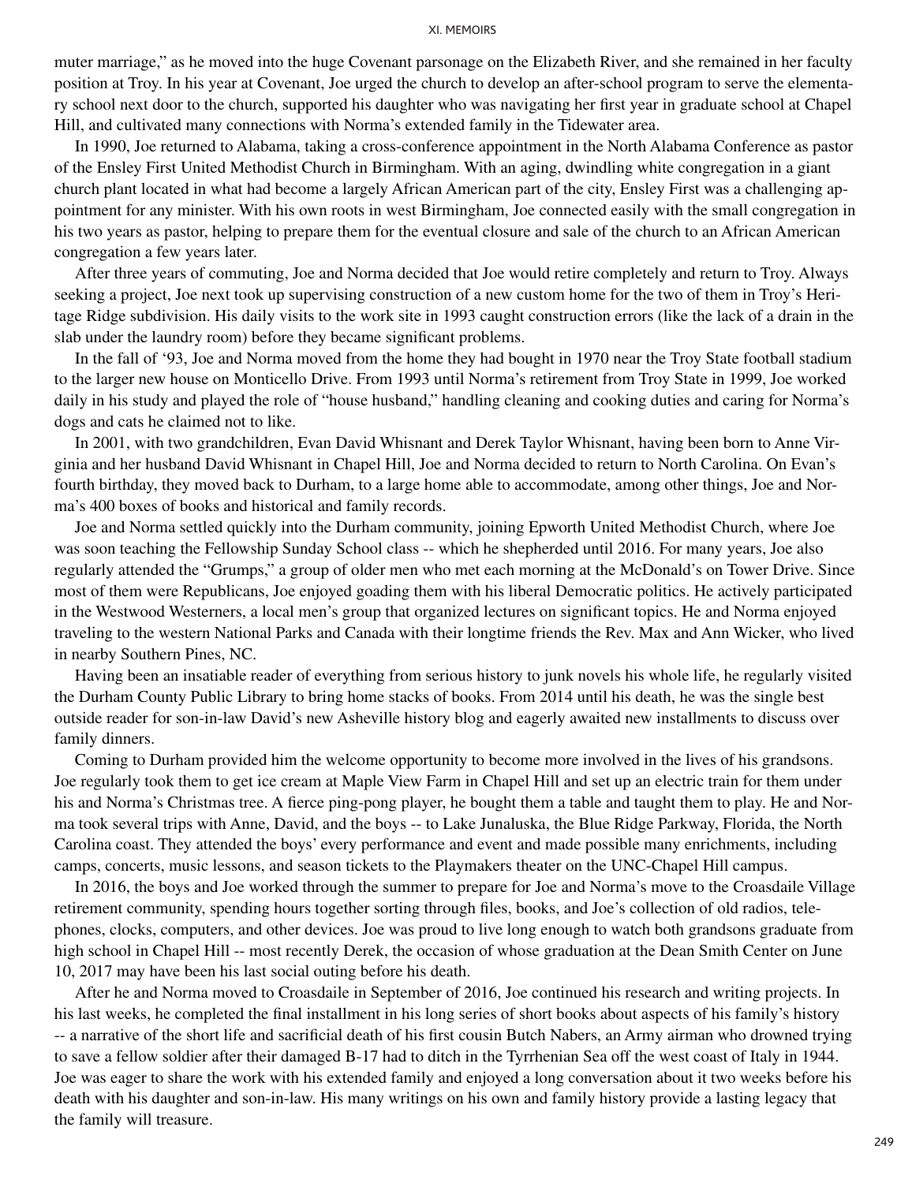muter marriage," as he moved into the huge Covenant parsonage on the Elizabeth River, and she remained in her faculty position at Troy. In his year at Covenant, Joe urged the church to develop an after-school program to serve the elementary school next door to the church, supported his daughter who was navigating her first year in graduate school at Chapel Hill, and cultivated many connections with Norma's extended family in the Tidewater area.

In 1990, Joe returned to Alabama, taking a cross-conference appointment in the North Alabama Conference as pastor of the Ensley First United Methodist Church in Birmingham. With an aging, dwindling white congregation in a giant church plant located in what had become a largely African American part of the city, Ensley First was a challenging appointment for any minister. With his own roots in west Birmingham, Joe connected easily with the small congregation in his two years as pastor, helping to prepare them for the eventual closure and sale of the church to an African American congregation a few years later.

After three years of commuting, Joe and Norma decided that Joe would retire completely and return to Troy. Always seeking a project, Joe next took up supervising construction of a new custom home for the two of them in Troy's Heritage Ridge subdivision. His daily visits to the work site in 1993 caught construction errors (like the lack of a drain in the slab under the laundry room) before they became significant problems.

In the fall of '93, Joe and Norma moved from the home they had bought in 1970 near the Troy State football stadium to the larger new house on Monticello Drive. From 1993 until Norma's retirement from Troy State in 1999, Joe worked daily in his study and played the role of "house husband," handling cleaning and cooking duties and caring for Norma's dogs and cats he claimed not to like.

In 2001, with two grandchildren, Evan David Whisnant and Derek Taylor Whisnant, having been born to Anne Virginia and her husband David Whisnant in Chapel Hill, Joe and Norma decided to return to North Carolina. On Evan's fourth birthday, they moved back to Durham, to a large home able to accommodate, among other things, Joe and Norma's 400 boxes of books and historical and family records.

Joe and Norma settled quickly into the Durham community, joining Epworth United Methodist Church, where Joe was soon teaching the Fellowship Sunday School class -- which he shepherded until 2016. For many years, Joe also regularly attended the "Grumps," a group of older men who met each morning at the McDonald's on Tower Drive. Since most of them were Republicans, Joe enjoyed goading them with his liberal Democratic politics. He actively participated in the Westwood Westerners, a local men's group that organized lectures on significant topics. He and Norma enjoyed traveling to the western National Parks and Canada with their longtime friends the Rev. Max and Ann Wicker, who lived in nearby Southern Pines, NC.

Having been an insatiable reader of everything from serious history to junk novels his whole life, he regularly visited the Durham County Public Library to bring home stacks of books. From 2014 until his death, he was the single best outside reader for son-in-law David's new Asheville history blog and eagerly awaited new installments to discuss over family dinners.

Coming to Durham provided him the welcome opportunity to become more involved in the lives of his grandsons. Joe regularly took them to get ice cream at Maple View Farm in Chapel Hill and set up an electric train for them under his and Norma's Christmas tree. A fierce ping-pong player, he bought them a table and taught them to play. He and Norma took several trips with Anne, David, and the boys -- to Lake Junaluska, the Blue Ridge Parkway, Florida, the North Carolina coast. They attended the boys' every performance and event and made possible many enrichments, including camps, concerts, music lessons, and season tickets to the Playmakers theater on the UNC-Chapel Hill campus.

In 2016, the boys and Joe worked through the summer to prepare for Joe and Norma's move to the Croasdaile Village retirement community, spending hours together sorting through files, books, and Joe's collection of old radios, telephones, clocks, computers, and other devices. Joe was proud to live long enough to watch both grandsons graduate from high school in Chapel Hill -- most recently Derek, the occasion of whose graduation at the Dean Smith Center on June 10, 2017 may have been his last social outing before his death.

After he and Norma moved to Croasdaile in September of 2016, Joe continued his research and writing projects. In his last weeks, he completed the final installment in his long series of short books about aspects of his family's history -- a narrative of the short life and sacrificial death of his first cousin Butch Nabers, an Army airman who drowned trying to save a fellow soldier after their damaged B-17 had to ditch in the Tyrrhenian Sea off the west coast of Italy in 1944. Joe was eager to share the work with his extended family and enjoyed a long conversation about it two weeks before his death with his daughter and son-in-law. His many writings on his own and family history provide a lasting legacy that the family will treasure.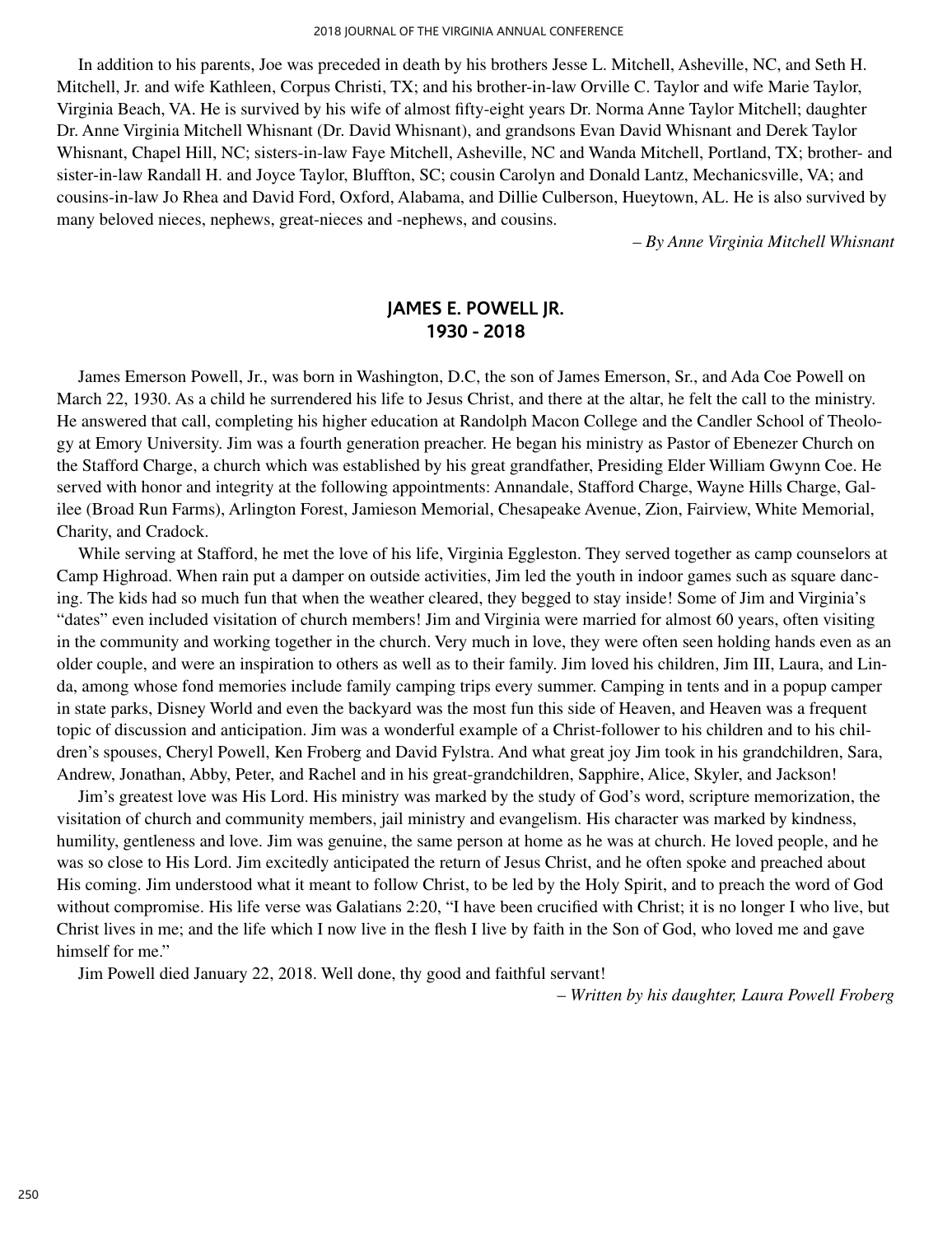In addition to his parents, Joe was preceded in death by his brothers Jesse L. Mitchell, Asheville, NC, and Seth H. Mitchell, Jr. and wife Kathleen, Corpus Christi, TX; and his brother-in-law Orville C. Taylor and wife Marie Taylor, Virginia Beach, VA. He is survived by his wife of almost fifty-eight years Dr. Norma Anne Taylor Mitchell; daughter Dr. Anne Virginia Mitchell Whisnant (Dr. David Whisnant), and grandsons Evan David Whisnant and Derek Taylor Whisnant, Chapel Hill, NC; sisters-in-law Faye Mitchell, Asheville, NC and Wanda Mitchell, Portland, TX; brother- and sister-in-law Randall H. and Joyce Taylor, Bluffton, SC; cousin Carolyn and Donald Lantz, Mechanicsville, VA; and cousins-in-law Jo Rhea and David Ford, Oxford, Alabama, and Dillie Culberson, Hueytown, AL. He is also survived by many beloved nieces, nephews, great-nieces and -nephews, and cousins.

*– By Anne Virginia Mitchell Whisnant*

## JAMES E. POWELL JR.
## 1930 - 2018

James Emerson Powell, Jr., was born in Washington, D.C, the son of James Emerson, Sr., and Ada Coe Powell on March 22, 1930. As a child he surrendered his life to Jesus Christ, and there at the altar, he felt the call to the ministry. He answered that call, completing his higher education at Randolph Macon College and the Candler School of Theology at Emory University. Jim was a fourth generation preacher. He began his ministry as Pastor of Ebenezer Church on the Stafford Charge, a church which was established by his great grandfather, Presiding Elder William Gwynn Coe. He served with honor and integrity at the following appointments: Annandale, Stafford Charge, Wayne Hills Charge, Galilee (Broad Run Farms), Arlington Forest, Jamieson Memorial, Chesapeake Avenue, Zion, Fairview, White Memorial, Charity, and Cradock.

While serving at Stafford, he met the love of his life, Virginia Eggleston. They served together as camp counselors at Camp Highroad. When rain put a damper on outside activities, Jim led the youth in indoor games such as square dancing. The kids had so much fun that when the weather cleared, they begged to stay inside! Some of Jim and Virginia's "dates" even included visitation of church members! Jim and Virginia were married for almost 60 years, often visiting in the community and working together in the church. Very much in love, they were often seen holding hands even as an older couple, and were an inspiration to others as well as to their family. Jim loved his children, Jim III, Laura, and Linda, among whose fond memories include family camping trips every summer. Camping in tents and in a popup camper in state parks, Disney World and even the backyard was the most fun this side of Heaven, and Heaven was a frequent topic of discussion and anticipation. Jim was a wonderful example of a Christ-follower to his children and to his children's spouses, Cheryl Powell, Ken Froberg and David Fylstra. And what great joy Jim took in his grandchildren, Sara, Andrew, Jonathan, Abby, Peter, and Rachel and in his great-grandchildren, Sapphire, Alice, Skyler, and Jackson!

Jim's greatest love was His Lord. His ministry was marked by the study of God's word, scripture memorization, the visitation of church and community members, jail ministry and evangelism. His character was marked by kindness, humility, gentleness and love. Jim was genuine, the same person at home as he was at church. He loved people, and he was so close to His Lord. Jim excitedly anticipated the return of Jesus Christ, and he often spoke and preached about His coming. Jim understood what it meant to follow Christ, to be led by the Holy Spirit, and to preach the word of God without compromise. His life verse was Galatians 2:20, "I have been crucified with Christ; it is no longer I who live, but Christ lives in me; and the life which I now live in the flesh I live by faith in the Son of God, who loved me and gave himself for me."

Jim Powell died January 22, 2018. Well done, thy good and faithful servant!

*– Written by his daughter, Laura Powell Froberg*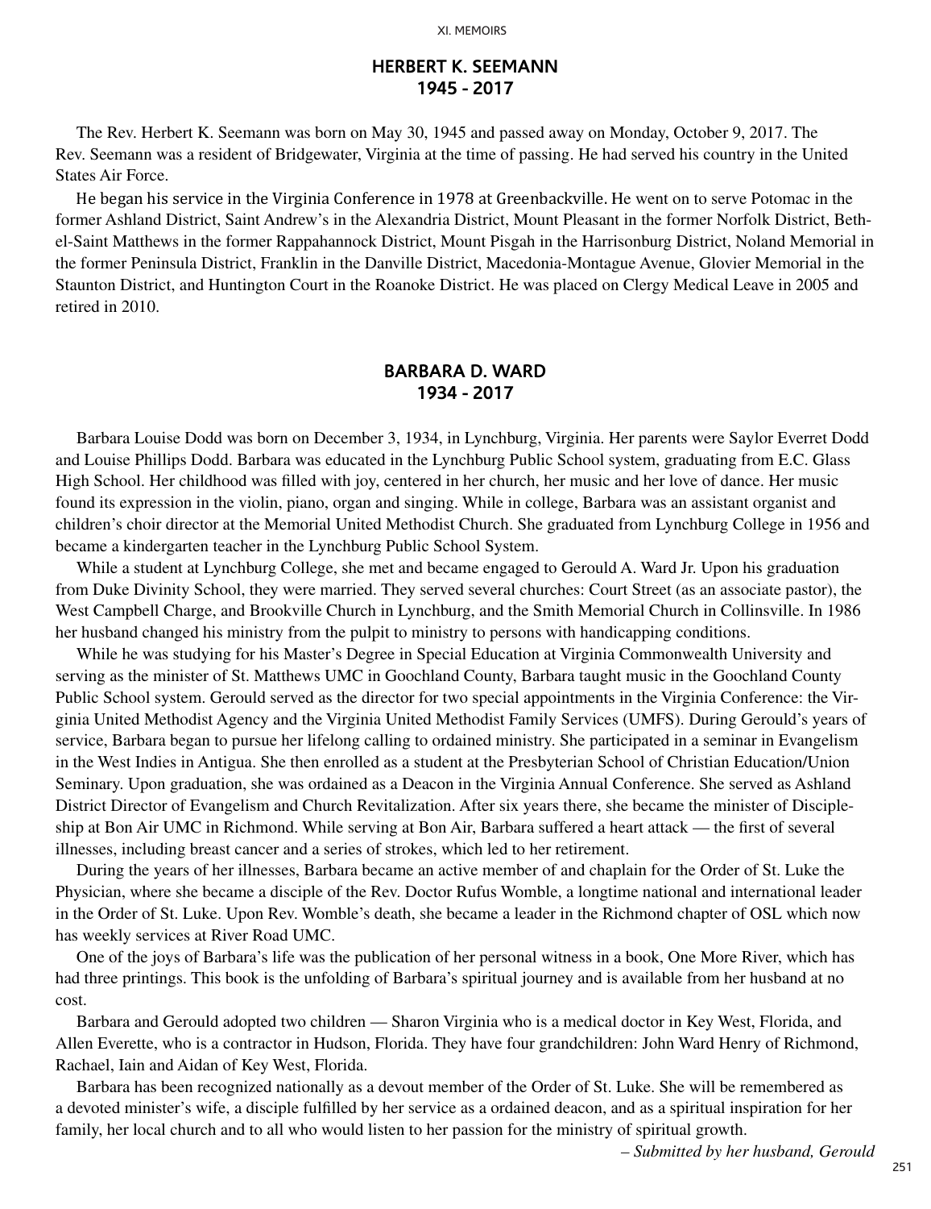## HERBERT K. SEEMANN
## 1945 - 2017

The Rev. Herbert K. Seemann was born on May 30, 1945 and passed away on Monday, October 9, 2017. The Rev. Seemann was a resident of Bridgewater, Virginia at the time of passing. He had served his country in the United States Air Force.

He began his service in the Virginia Conference in 1978 at Greenbackville. He went on to serve Potomac in the former Ashland District, Saint Andrew's in the Alexandria District, Mount Pleasant in the former Norfolk District, Bethel-Saint Matthews in the former Rappahannock District, Mount Pisgah in the Harrisonburg District, Noland Memorial in the former Peninsula District, Franklin in the Danville District, Macedonia-Montague Avenue, Glovier Memorial in the Staunton District, and Huntington Court in the Roanoke District. He was placed on Clergy Medical Leave in 2005 and retired in 2010.

## BARBARA D. WARD
## 1934 - 2017

Barbara Louise Dodd was born on December 3, 1934, in Lynchburg, Virginia. Her parents were Saylor Everret Dodd and Louise Phillips Dodd. Barbara was educated in the Lynchburg Public School system, graduating from E.C. Glass High School. Her childhood was filled with joy, centered in her church, her music and her love of dance. Her music found its expression in the violin, piano, organ and singing. While in college, Barbara was an assistant organist and children's choir director at the Memorial United Methodist Church. She graduated from Lynchburg College in 1956 and became a kindergarten teacher in the Lynchburg Public School System.

While a student at Lynchburg College, she met and became engaged to Gerould A. Ward Jr. Upon his graduation from Duke Divinity School, they were married. They served several churches: Court Street (as an associate pastor), the West Campbell Charge, and Brookville Church in Lynchburg, and the Smith Memorial Church in Collinsville. In 1986 her husband changed his ministry from the pulpit to ministry to persons with handicapping conditions.

While he was studying for his Master's Degree in Special Education at Virginia Commonwealth University and serving as the minister of St. Matthews UMC in Goochland County, Barbara taught music in the Goochland County Public School system. Gerould served as the director for two special appointments in the Virginia Conference: the Virginia United Methodist Agency and the Virginia United Methodist Family Services (UMFS). During Gerould's years of service, Barbara began to pursue her lifelong calling to ordained ministry. She participated in a seminar in Evangelism in the West Indies in Antigua. She then enrolled as a student at the Presbyterian School of Christian Education/Union Seminary. Upon graduation, she was ordained as a Deacon in the Virginia Annual Conference. She served as Ashland District Director of Evangelism and Church Revitalization. After six years there, she became the minister of Discipleship at Bon Air UMC in Richmond. While serving at Bon Air, Barbara suffered a heart attack — the first of several illnesses, including breast cancer and a series of strokes, which led to her retirement.

During the years of her illnesses, Barbara became an active member of and chaplain for the Order of St. Luke the Physician, where she became a disciple of the Rev. Doctor Rufus Womble, a longtime national and international leader in the Order of St. Luke. Upon Rev. Womble's death, she became a leader in the Richmond chapter of OSL which now has weekly services at River Road UMC.

One of the joys of Barbara's life was the publication of her personal witness in a book, One More River, which has had three printings. This book is the unfolding of Barbara's spiritual journey and is available from her husband at no cost.

Barbara and Gerould adopted two children — Sharon Virginia who is a medical doctor in Key West, Florida, and Allen Everette, who is a contractor in Hudson, Florida. They have four grandchildren: John Ward Henry of Richmond, Rachael, Iain and Aidan of Key West, Florida.

Barbara has been recognized nationally as a devout member of the Order of St. Luke. She will be remembered as a devoted minister's wife, a disciple fulfilled by her service as a ordained deacon, and as a spiritual inspiration for her family, her local church and to all who would listen to her passion for the ministry of spiritual growth.

*– Submitted by her husband, Gerould*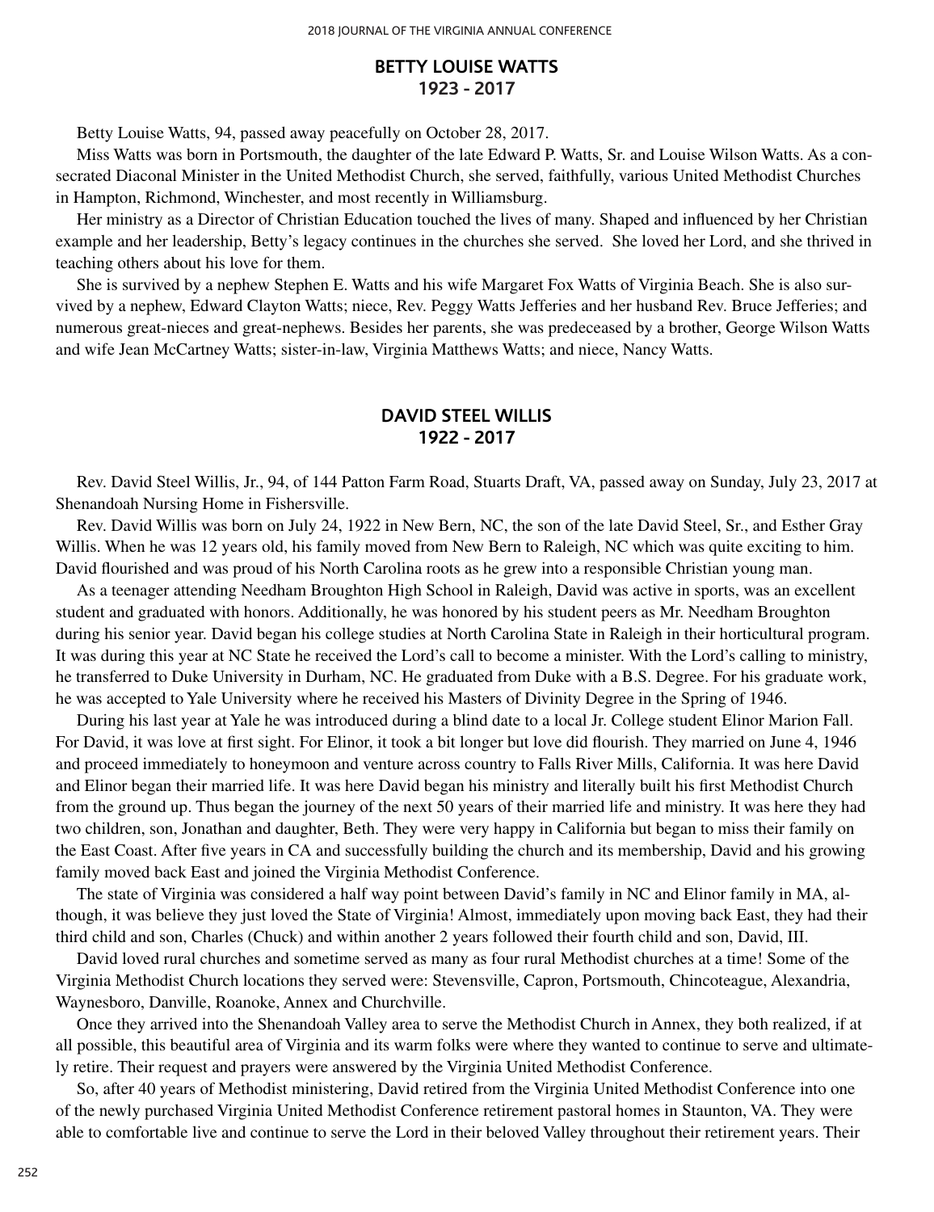## BETTY LOUISE WATTS
## 1923 - 2017

Betty Louise Watts, 94, passed away peacefully on October 28, 2017.

Miss Watts was born in Portsmouth, the daughter of the late Edward P. Watts, Sr. and Louise Wilson Watts. As a consecrated Diaconal Minister in the United Methodist Church, she served, faithfully, various United Methodist Churches in Hampton, Richmond, Winchester, and most recently in Williamsburg.

Her ministry as a Director of Christian Education touched the lives of many. Shaped and influenced by her Christian example and her leadership, Betty's legacy continues in the churches she served. She loved her Lord, and she thrived in teaching others about his love for them.

She is survived by a nephew Stephen E. Watts and his wife Margaret Fox Watts of Virginia Beach. She is also survived by a nephew, Edward Clayton Watts; niece, Rev. Peggy Watts Jefferies and her husband Rev. Bruce Jefferies; and numerous great-nieces and great-nephews. Besides her parents, she was predeceased by a brother, George Wilson Watts and wife Jean McCartney Watts; sister-in-law, Virginia Matthews Watts; and niece, Nancy Watts.

## DAVID STEEL WILLIS
## 1922 - 2017

Rev. David Steel Willis, Jr., 94, of 144 Patton Farm Road, Stuarts Draft, VA, passed away on Sunday, July 23, 2017 at Shenandoah Nursing Home in Fishersville.

Rev. David Willis was born on July 24, 1922 in New Bern, NC, the son of the late David Steel, Sr., and Esther Gray Willis. When he was 12 years old, his family moved from New Bern to Raleigh, NC which was quite exciting to him. David flourished and was proud of his North Carolina roots as he grew into a responsible Christian young man.

As a teenager attending Needham Broughton High School in Raleigh, David was active in sports, was an excellent student and graduated with honors. Additionally, he was honored by his student peers as Mr. Needham Broughton during his senior year. David began his college studies at North Carolina State in Raleigh in their horticultural program. It was during this year at NC State he received the Lord's call to become a minister. With the Lord's calling to ministry, he transferred to Duke University in Durham, NC. He graduated from Duke with a B.S. Degree. For his graduate work, he was accepted to Yale University where he received his Masters of Divinity Degree in the Spring of 1946.

During his last year at Yale he was introduced during a blind date to a local Jr. College student Elinor Marion Fall. For David, it was love at first sight. For Elinor, it took a bit longer but love did flourish. They married on June 4, 1946 and proceed immediately to honeymoon and venture across country to Falls River Mills, California. It was here David and Elinor began their married life. It was here David began his ministry and literally built his first Methodist Church from the ground up. Thus began the journey of the next 50 years of their married life and ministry. It was here they had two children, son, Jonathan and daughter, Beth. They were very happy in California but began to miss their family on the East Coast. After five years in CA and successfully building the church and its membership, David and his growing family moved back East and joined the Virginia Methodist Conference.

The state of Virginia was considered a half way point between David's family in NC and Elinor family in MA, although, it was believe they just loved the State of Virginia! Almost, immediately upon moving back East, they had their third child and son, Charles (Chuck) and within another 2 years followed their fourth child and son, David, III.

David loved rural churches and sometime served as many as four rural Methodist churches at a time! Some of the Virginia Methodist Church locations they served were: Stevensville, Capron, Portsmouth, Chincoteague, Alexandria, Waynesboro, Danville, Roanoke, Annex and Churchville.

Once they arrived into the Shenandoah Valley area to serve the Methodist Church in Annex, they both realized, if at all possible, this beautiful area of Virginia and its warm folks were where they wanted to continue to serve and ultimately retire. Their request and prayers were answered by the Virginia United Methodist Conference.

So, after 40 years of Methodist ministering, David retired from the Virginia United Methodist Conference into one of the newly purchased Virginia United Methodist Conference retirement pastoral homes in Staunton, VA. They were able to comfortable live and continue to serve the Lord in their beloved Valley throughout their retirement years. Their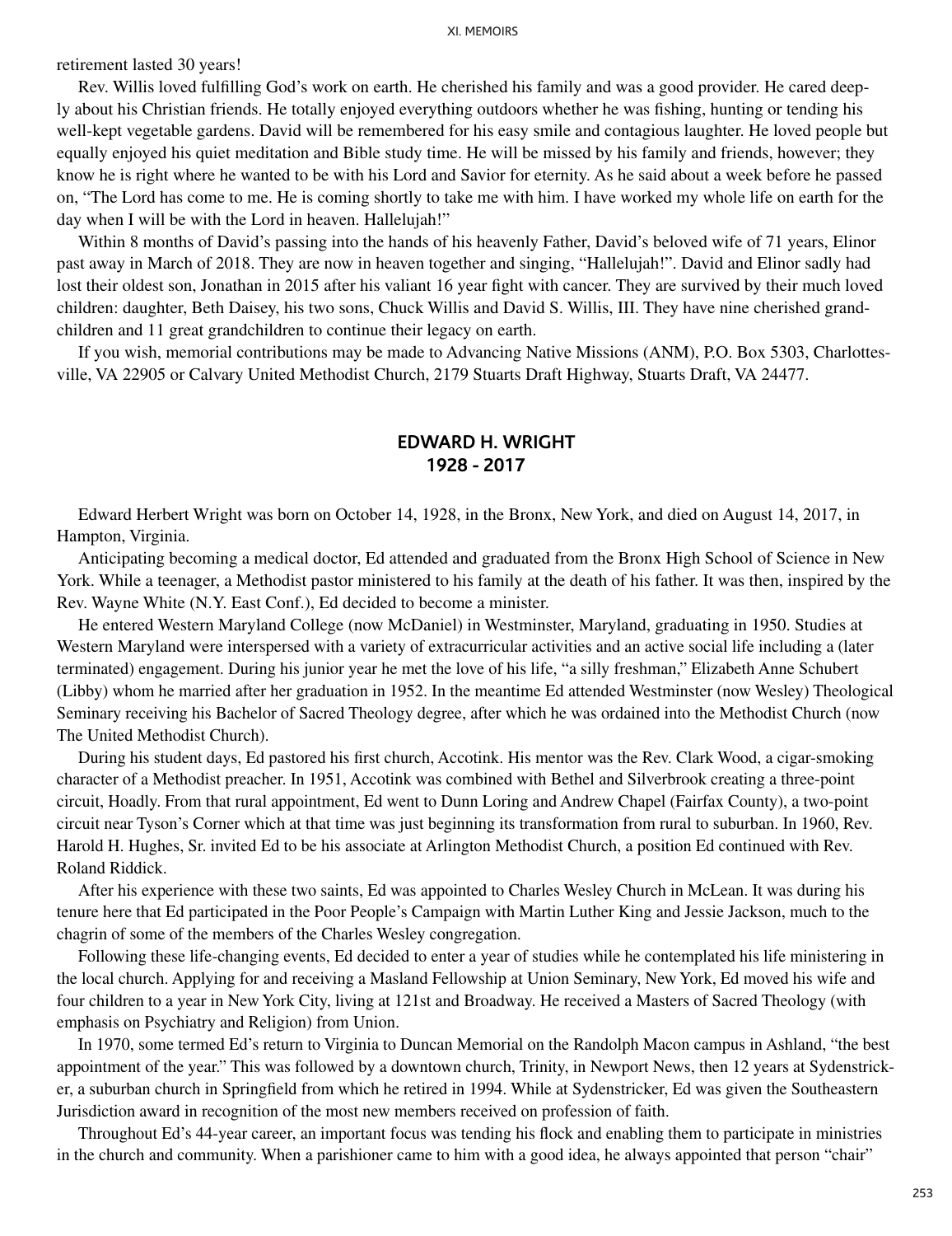retirement lasted 30 years!

Rev. Willis loved fulfilling God's work on earth. He cherished his family and was a good provider. He cared deeply about his Christian friends. He totally enjoyed everything outdoors whether he was fishing, hunting or tending his well-kept vegetable gardens. David will be remembered for his easy smile and contagious laughter. He loved people but equally enjoyed his quiet meditation and Bible study time. He will be missed by his family and friends, however; they know he is right where he wanted to be with his Lord and Savior for eternity. As he said about a week before he passed on, "The Lord has come to me. He is coming shortly to take me with him. I have worked my whole life on earth for the day when I will be with the Lord in heaven. Hallelujah!"

Within 8 months of David's passing into the hands of his heavenly Father, David's beloved wife of 71 years, Elinor past away in March of 2018. They are now in heaven together and singing, "Hallelujah!". David and Elinor sadly had lost their oldest son, Jonathan in 2015 after his valiant 16 year fight with cancer. They are survived by their much loved children: daughter, Beth Daisey, his two sons, Chuck Willis and David S. Willis, III. They have nine cherished grandchildren and 11 great grandchildren to continue their legacy on earth.

If you wish, memorial contributions may be made to Advancing Native Missions (ANM), P.O. Box 5303, Charlottesville, VA 22905 or Calvary United Methodist Church, 2179 Stuarts Draft Highway, Stuarts Draft, VA 24477.

## EDWARD H. WRIGHT
## 1928 - 2017

Edward Herbert Wright was born on October 14, 1928, in the Bronx, New York, and died on August 14, 2017, in Hampton, Virginia.

Anticipating becoming a medical doctor, Ed attended and graduated from the Bronx High School of Science in New York. While a teenager, a Methodist pastor ministered to his family at the death of his father. It was then, inspired by the Rev. Wayne White (N.Y. East Conf.), Ed decided to become a minister.

He entered Western Maryland College (now McDaniel) in Westminster, Maryland, graduating in 1950. Studies at Western Maryland were interspersed with a variety of extracurricular activities and an active social life including a (later terminated) engagement. During his junior year he met the love of his life, "a silly freshman," Elizabeth Anne Schubert (Libby) whom he married after her graduation in 1952. In the meantime Ed attended Westminster (now Wesley) Theological Seminary receiving his Bachelor of Sacred Theology degree, after which he was ordained into the Methodist Church (now The United Methodist Church).

During his student days, Ed pastored his first church, Accotink. His mentor was the Rev. Clark Wood, a cigar-smoking character of a Methodist preacher. In 1951, Accotink was combined with Bethel and Silverbrook creating a three-point circuit, Hoadly. From that rural appointment, Ed went to Dunn Loring and Andrew Chapel (Fairfax County), a two-point circuit near Tyson's Corner which at that time was just beginning its transformation from rural to suburban. In 1960, Rev. Harold H. Hughes, Sr. invited Ed to be his associate at Arlington Methodist Church, a position Ed continued with Rev. Roland Riddick.

After his experience with these two saints, Ed was appointed to Charles Wesley Church in McLean. It was during his tenure here that Ed participated in the Poor People's Campaign with Martin Luther King and Jessie Jackson, much to the chagrin of some of the members of the Charles Wesley congregation.

Following these life-changing events, Ed decided to enter a year of studies while he contemplated his life ministering in the local church. Applying for and receiving a Masland Fellowship at Union Seminary, New York, Ed moved his wife and four children to a year in New York City, living at 121st and Broadway. He received a Masters of Sacred Theology (with emphasis on Psychiatry and Religion) from Union.

In 1970, some termed Ed's return to Virginia to Duncan Memorial on the Randolph Macon campus in Ashland, "the best appointment of the year." This was followed by a downtown church, Trinity, in Newport News, then 12 years at Sydenstricker, a suburban church in Springfield from which he retired in 1994. While at Sydenstricker, Ed was given the Southeastern Jurisdiction award in recognition of the most new members received on profession of faith.

Throughout Ed's 44-year career, an important focus was tending his flock and enabling them to participate in ministries in the church and community. When a parishioner came to him with a good idea, he always appointed that person "chair"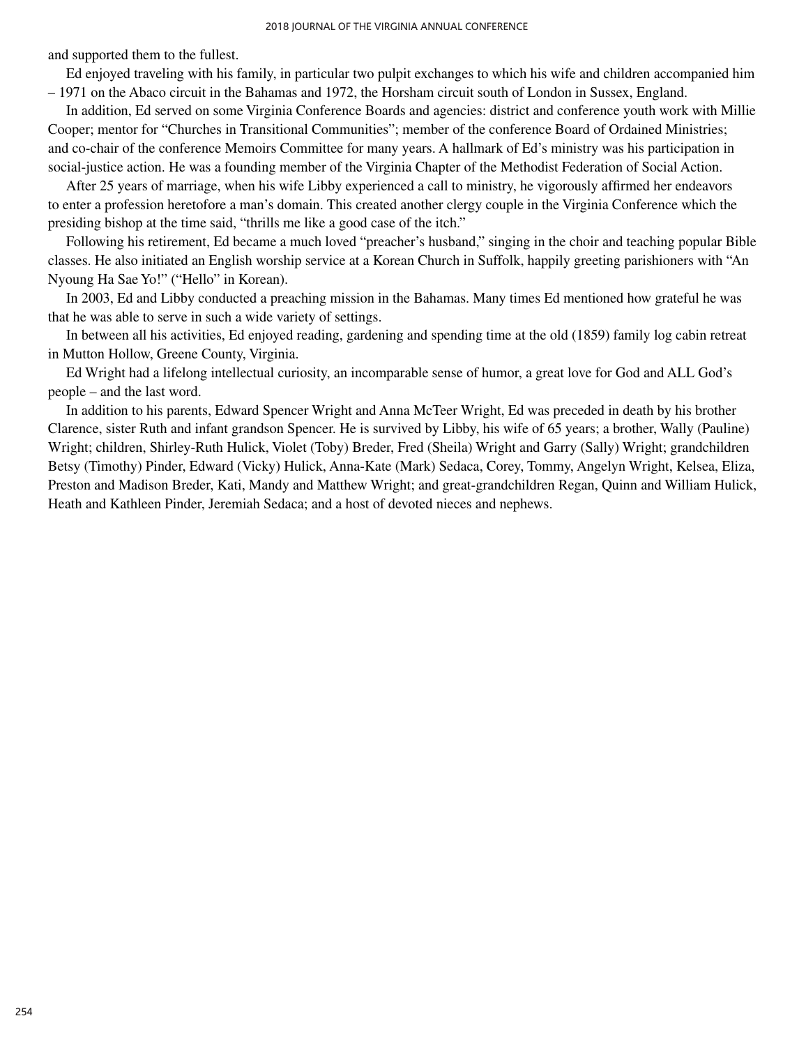and supported them to the fullest.

Ed enjoyed traveling with his family, in particular two pulpit exchanges to which his wife and children accompanied him – 1971 on the Abaco circuit in the Bahamas and 1972, the Horsham circuit south of London in Sussex, England.

In addition, Ed served on some Virginia Conference Boards and agencies: district and conference youth work with Millie Cooper; mentor for "Churches in Transitional Communities"; member of the conference Board of Ordained Ministries; and co-chair of the conference Memoirs Committee for many years. A hallmark of Ed's ministry was his participation in social-justice action. He was a founding member of the Virginia Chapter of the Methodist Federation of Social Action.

After 25 years of marriage, when his wife Libby experienced a call to ministry, he vigorously affirmed her endeavors to enter a profession heretofore a man's domain. This created another clergy couple in the Virginia Conference which the presiding bishop at the time said, "thrills me like a good case of the itch."

Following his retirement, Ed became a much loved "preacher's husband," singing in the choir and teaching popular Bible classes. He also initiated an English worship service at a Korean Church in Suffolk, happily greeting parishioners with "An Nyoung Ha Sae Yo!" ("Hello" in Korean).

In 2003, Ed and Libby conducted a preaching mission in the Bahamas. Many times Ed mentioned how grateful he was that he was able to serve in such a wide variety of settings.

In between all his activities, Ed enjoyed reading, gardening and spending time at the old (1859) family log cabin retreat in Mutton Hollow, Greene County, Virginia.

Ed Wright had a lifelong intellectual curiosity, an incomparable sense of humor, a great love for God and ALL God's people – and the last word.

In addition to his parents, Edward Spencer Wright and Anna McTeer Wright, Ed was preceded in death by his brother Clarence, sister Ruth and infant grandson Spencer. He is survived by Libby, his wife of 65 years; a brother, Wally (Pauline) Wright; children, Shirley-Ruth Hulick, Violet (Toby) Breder, Fred (Sheila) Wright and Garry (Sally) Wright; grandchildren Betsy (Timothy) Pinder, Edward (Vicky) Hulick, Anna-Kate (Mark) Sedaca, Corey, Tommy, Angelyn Wright, Kelsea, Eliza, Preston and Madison Breder, Kati, Mandy and Matthew Wright; and great-grandchildren Regan, Quinn and William Hulick, Heath and Kathleen Pinder, Jeremiah Sedaca; and a host of devoted nieces and nephews.